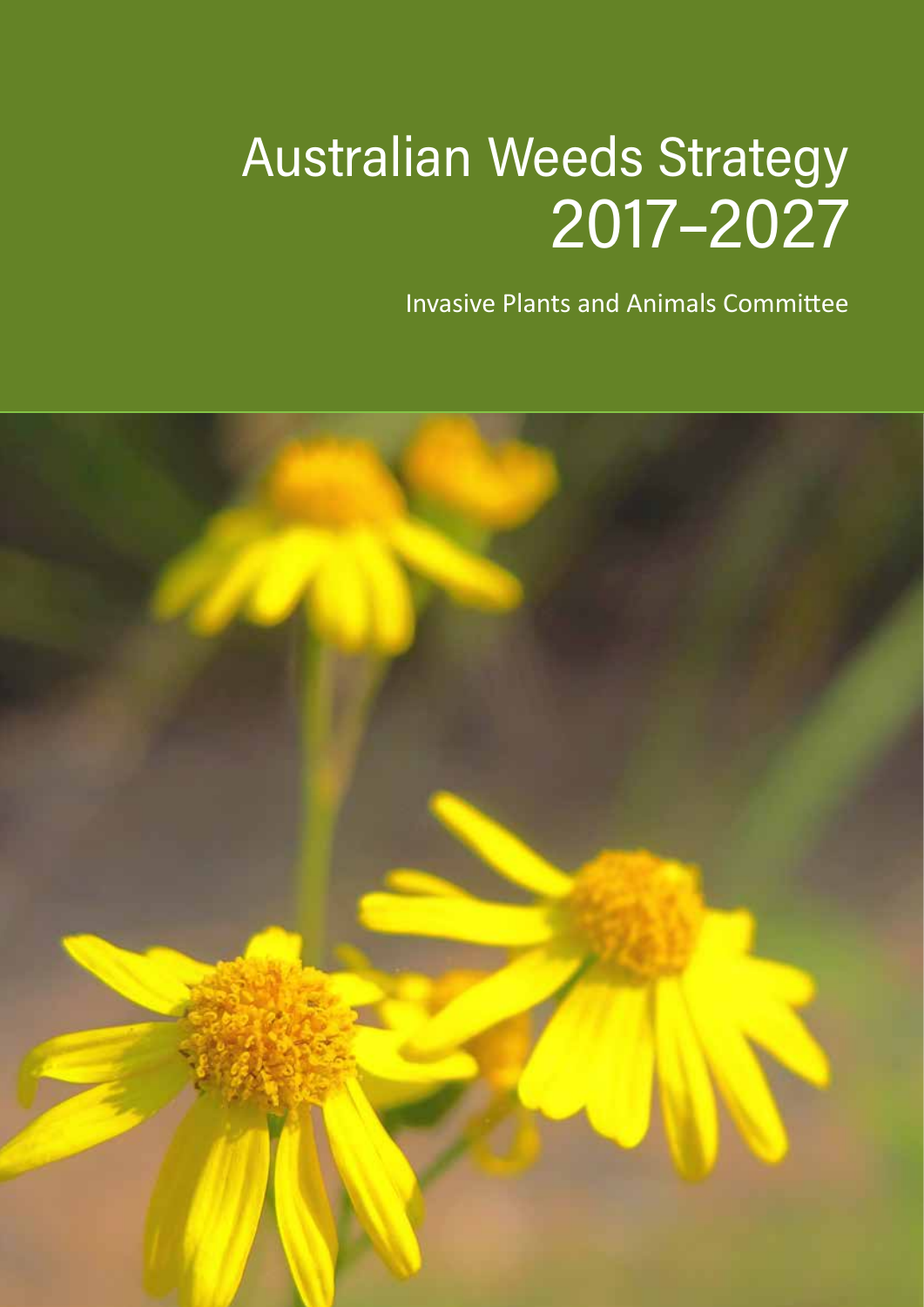# Australian Weeds Strategy 2017–2027

Invasive Plants and Animals Committee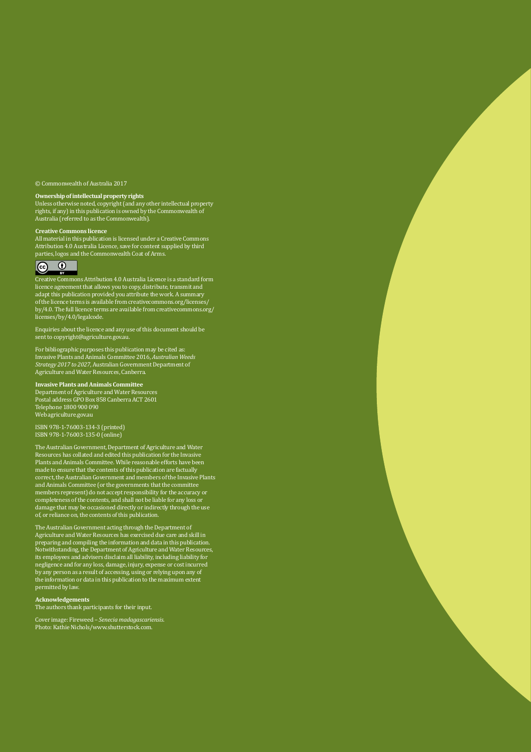© Commonwealth of Australia 2017

**Ownership of intellectual property rights**
Unless otherwise noted, copyright (and any other intellectual property rights, if any) in this publication is owned by the Commonwealth of Australia (referred to as the Commonwealth).

**Creative Commons licence**
All material in this publication is licensed under a Creative Commons Attribution 4.0 Australia Licence, save for content supplied by third parties, logos and the Commonwealth Coat of Arms.

Creative Commons Attribution 4.0 Australia Licence is a standard form licence agreement that allows you to copy, distribute, transmit and adapt this publication provided you attribute the work. A summary of the licence terms is available from creativecommons.org/licenses/by/4.0. The full licence terms are available from creativecommons.org/licenses/by/4.0/legalcode.

Enquiries about the licence and any use of this document should be sent to copyright@agriculture.gov.au.

For bibliographic purposes this publication may be cited as: Invasive Plants and Animals Committee 2016, *Australian Weeds Strategy 2017 to 2027*, Australian Government Department of Agriculture and Water Resources, Canberra.

**Invasive Plants and Animals Committee**
Department of Agriculture and Water Resources
Postal address GPO Box 858 Canberra ACT 2601
Telephone 1800 900 090
Web agriculture.gov.au

ISBN 978-1-76003-134-3 (printed)
ISBN 978-1-76003-135-0 (online)

The Australian Government, Department of Agriculture and Water Resources has collated and edited this publication for the Invasive Plants and Animals Committee. While reasonable efforts have been made to ensure that the contents of this publication are factually correct, the Australian Government and members of the Invasive Plants and Animals Committee (or the governments that the committee members represent) do not accept responsibility for the accuracy or completeness of the contents, and shall not be liable for any loss or damage that may be occasioned directly or indirectly through the use of, or reliance on, the contents of this publication.

The Australian Government acting through the Department of Agriculture and Water Resources has exercised due care and skill in preparing and compiling the information and data in this publication. Notwithstanding, the Department of Agriculture and Water Resources, its employees and advisers disclaim all liability, including liability for negligence and for any loss, damage, injury, expense or cost incurred by any person as a result of accessing, using or relying upon any of the information or data in this publication to the maximum extent permitted by law.

**Acknowledgements**
The authors thank participants for their input.

Cover image: Fireweed – *Senecia madagascariensis*.
Photo: Kathie Nichols/www.shutterstock.com.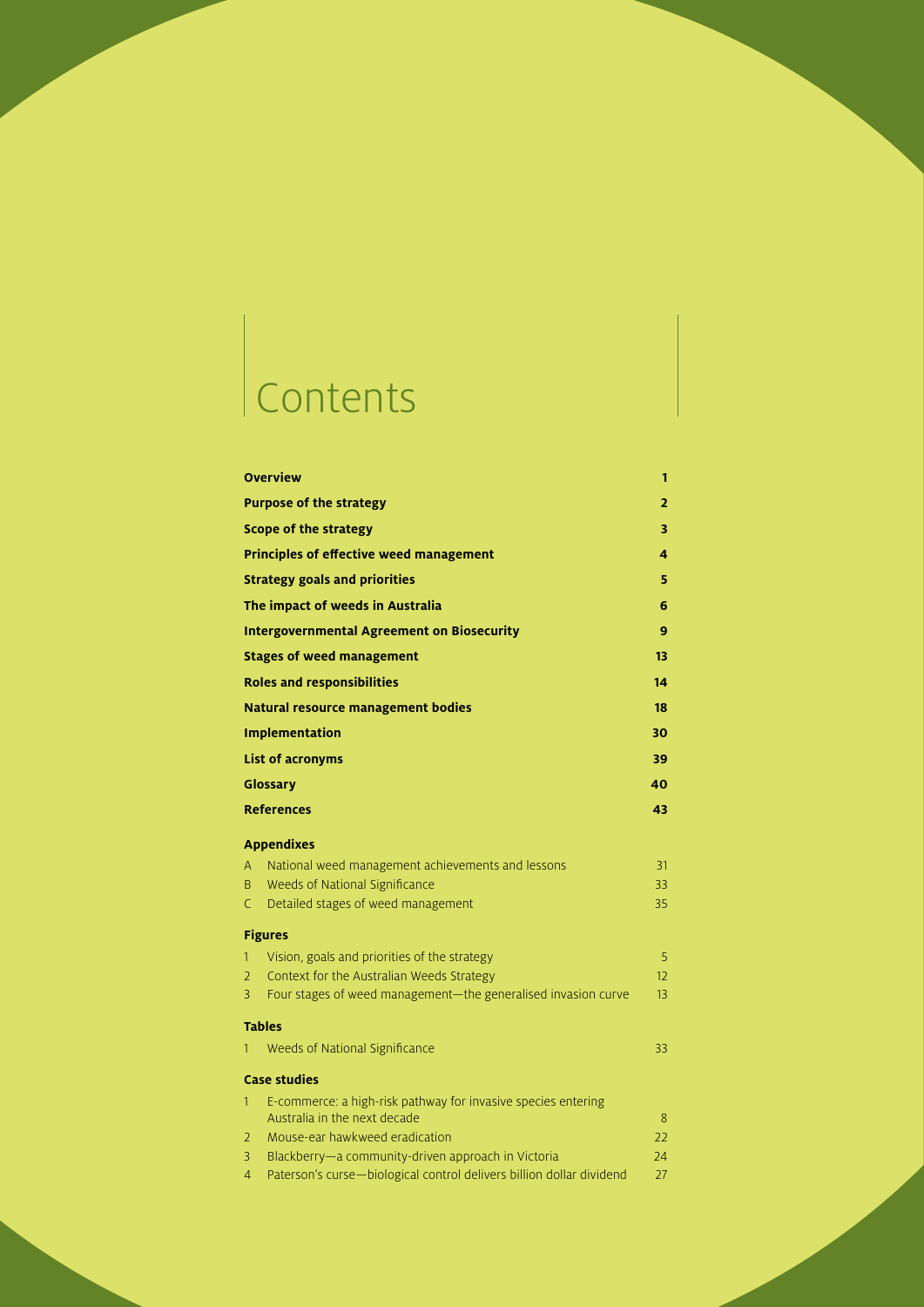# Contents

| | |
|---|---|
| **Overview** | **1** |
| **Purpose of the strategy** | **2** |
| **Scope of the strategy** | **3** |
| **Principles of effective weed management** | **4** |
| **Strategy goals and priorities** | **5** |
| **The impact of weeds in Australia** | **6** |
| **Intergovernmental Agreement on Biosecurity** | **9** |
| **Stages of weed management** | **13** |
| **Roles and responsibilities** | **14** |
| **Natural resource management bodies** | **18** |
| **Implementation** | **30** |
| **List of acronyms** | **39** |
| **Glossary** | **40** |
| **References** | **43** |

**Appendixes**

| | | |
|---|---|---|
| A | National weed management achievements and lessons | 31 |
| B | Weeds of National Significance | 33 |
| C | Detailed stages of weed management | 35 |

**Figures**

| | | |
|---|---|---|
| 1 | Vision, goals and priorities of the strategy | 5 |
| 2 | Context for the Australian Weeds Strategy | 12 |
| 3 | Four stages of weed management—the generalised invasion curve | 13 |

**Tables**

| | | |
|---|---|---|
| 1 | Weeds of National Significance | 33 |

**Case studies**

| | | |
|---|---|---|
| 1 | E-commerce: a high-risk pathway for invasive species entering Australia in the next decade | 8 |
| 2 | Mouse-ear hawkweed eradication | 22 |
| 3 | Blackberry—a community-driven approach in Victoria | 24 |
| 4 | Paterson's curse—biological control delivers billion dollar dividend | 27 |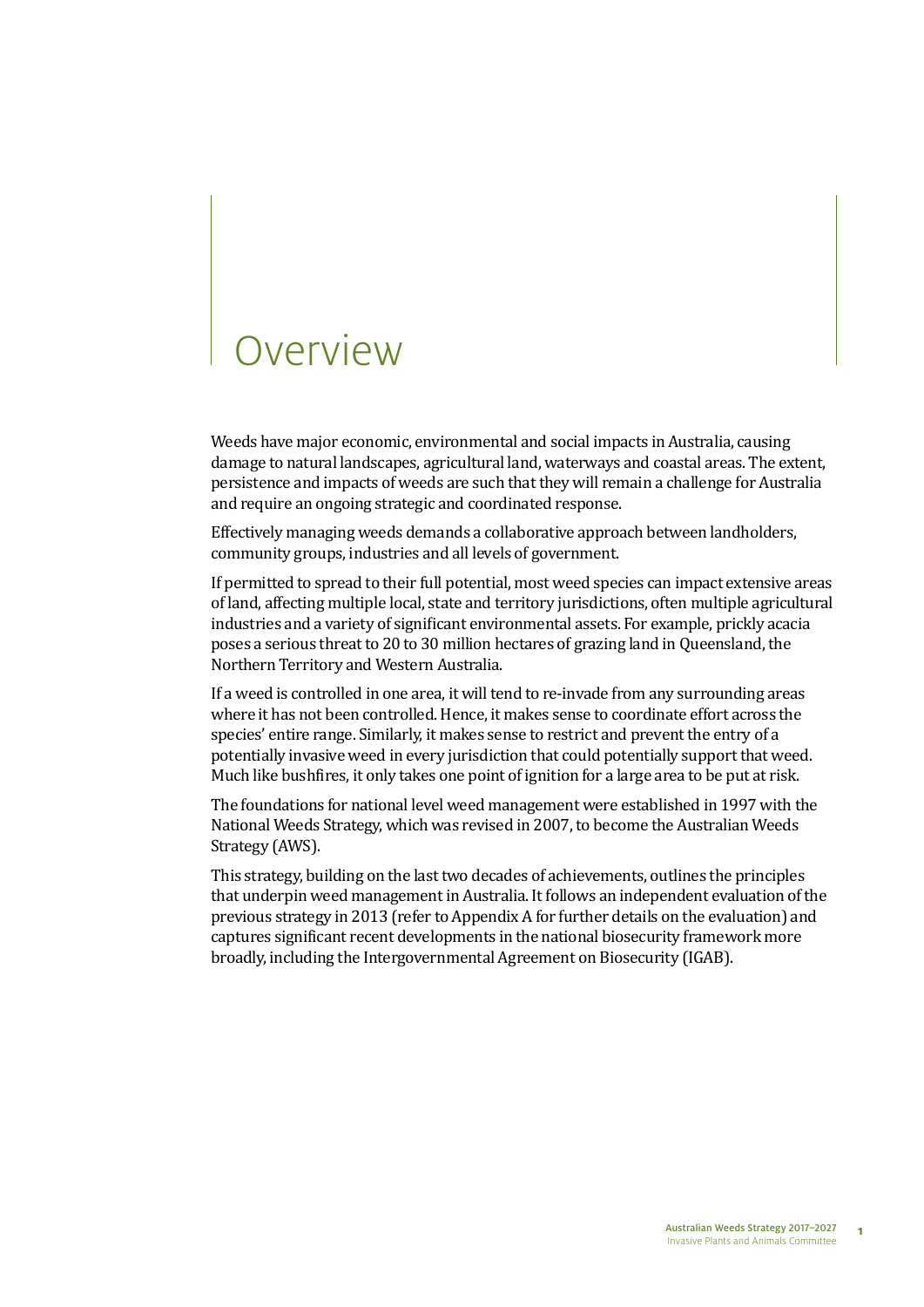# Overview

Weeds have major economic, environmental and social impacts in Australia, causing damage to natural landscapes, agricultural land, waterways and coastal areas. The extent, persistence and impacts of weeds are such that they will remain a challenge for Australia and require an ongoing strategic and coordinated response.

Effectively managing weeds demands a collaborative approach between landholders, community groups, industries and all levels of government.

If permitted to spread to their full potential, most weed species can impact extensive areas of land, affecting multiple local, state and territory jurisdictions, often multiple agricultural industries and a variety of significant environmental assets. For example, prickly acacia poses a serious threat to 20 to 30 million hectares of grazing land in Queensland, the Northern Territory and Western Australia.

If a weed is controlled in one area, it will tend to re-invade from any surrounding areas where it has not been controlled. Hence, it makes sense to coordinate effort across the species' entire range. Similarly, it makes sense to restrict and prevent the entry of a potentially invasive weed in every jurisdiction that could potentially support that weed. Much like bushfires, it only takes one point of ignition for a large area to be put at risk.

The foundations for national level weed management were established in 1997 with the National Weeds Strategy, which was revised in 2007, to become the Australian Weeds Strategy (AWS).

This strategy, building on the last two decades of achievements, outlines the principles that underpin weed management in Australia. It follows an independent evaluation of the previous strategy in 2013 (refer to Appendix A for further details on the evaluation) and captures significant recent developments in the national biosecurity framework more broadly, including the Intergovernmental Agreement on Biosecurity (IGAB).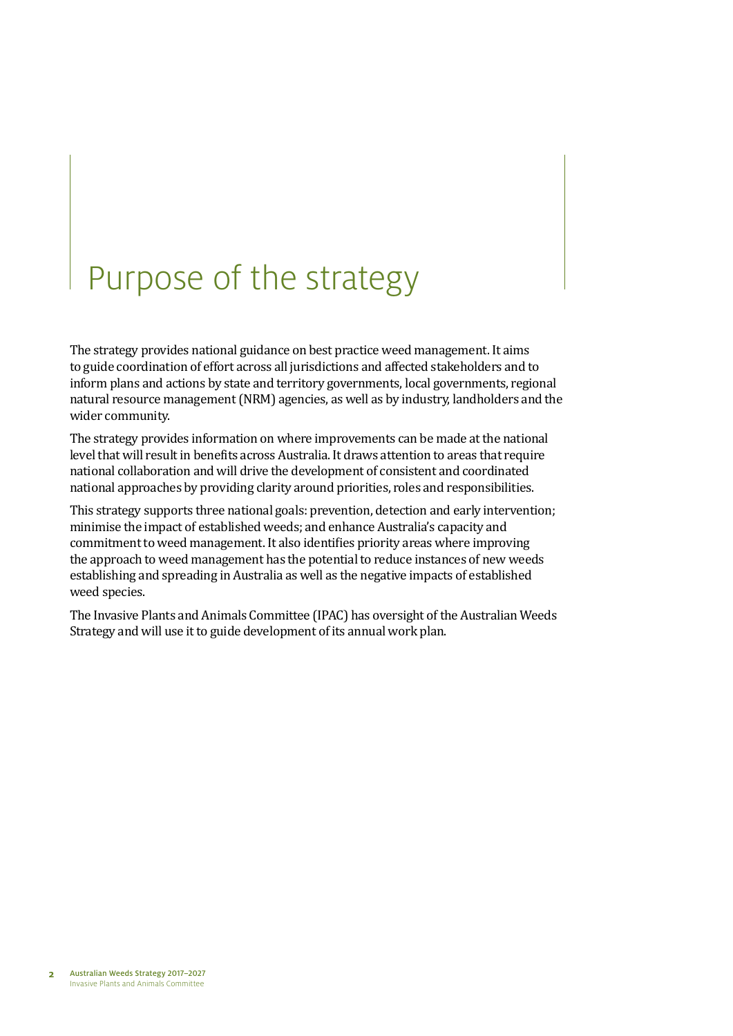# Purpose of the strategy

The strategy provides national guidance on best practice weed management. It aims to guide coordination of effort across all jurisdictions and affected stakeholders and to inform plans and actions by state and territory governments, local governments, regional natural resource management (NRM) agencies, as well as by industry, landholders and the wider community.

The strategy provides information on where improvements can be made at the national level that will result in benefits across Australia. It draws attention to areas that require national collaboration and will drive the development of consistent and coordinated national approaches by providing clarity around priorities, roles and responsibilities.

This strategy supports three national goals: prevention, detection and early intervention; minimise the impact of established weeds; and enhance Australia's capacity and commitment to weed management. It also identifies priority areas where improving the approach to weed management has the potential to reduce instances of new weeds establishing and spreading in Australia as well as the negative impacts of established weed species.

The Invasive Plants and Animals Committee (IPAC) has oversight of the Australian Weeds Strategy and will use it to guide development of its annual work plan.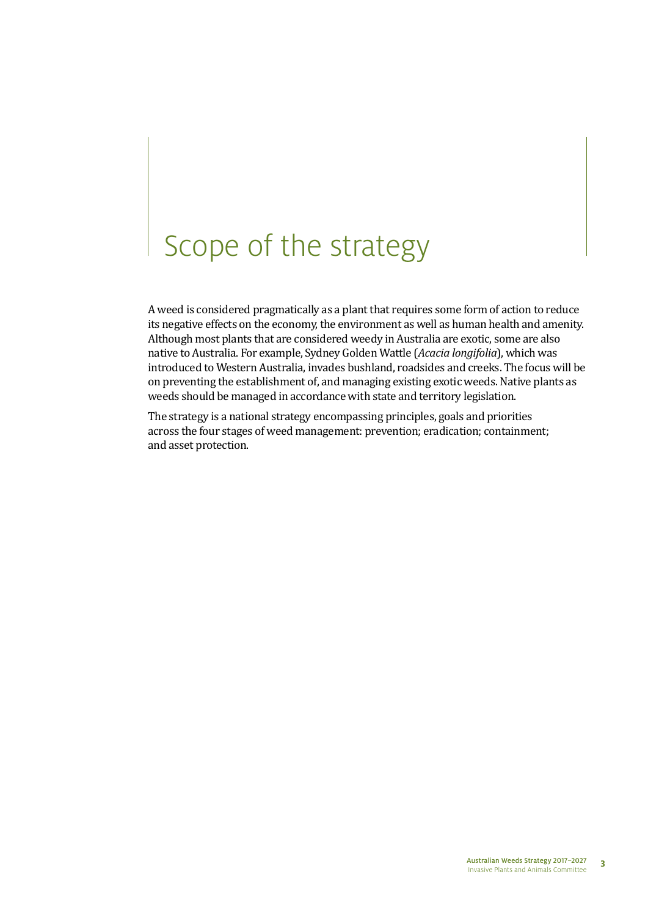# Scope of the strategy

A weed is considered pragmatically as a plant that requires some form of action to reduce its negative effects on the economy, the environment as well as human health and amenity. Although most plants that are considered weedy in Australia are exotic, some are also native to Australia. For example, Sydney Golden Wattle (*Acacia longifolia*), which was introduced to Western Australia, invades bushland, roadsides and creeks. The focus will be on preventing the establishment of, and managing existing exotic weeds. Native plants as weeds should be managed in accordance with state and territory legislation.

The strategy is a national strategy encompassing principles, goals and priorities across the four stages of weed management: prevention; eradication; containment; and asset protection.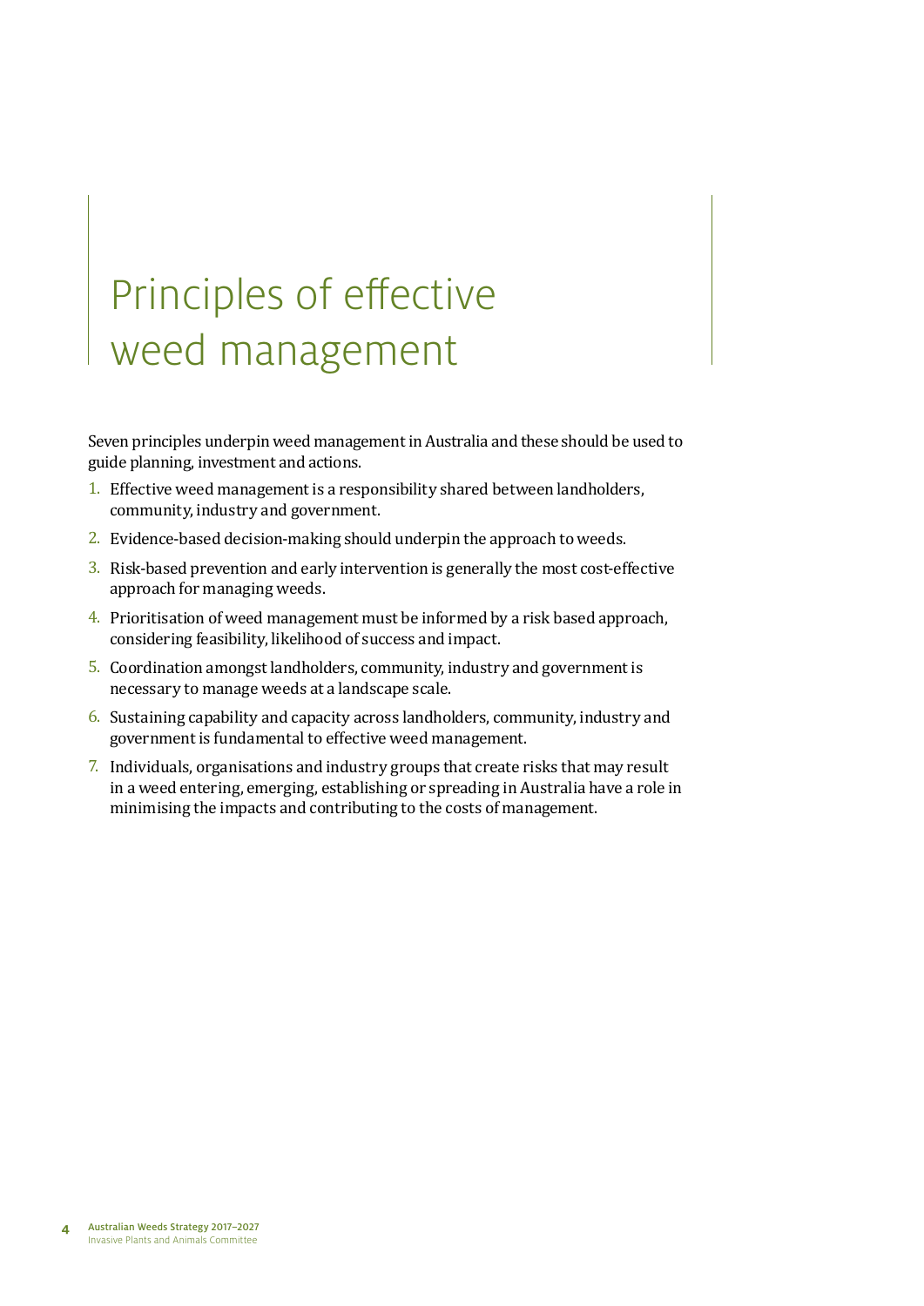# Principles of effective weed management

Seven principles underpin weed management in Australia and these should be used to guide planning, investment and actions.

1. Effective weed management is a responsibility shared between landholders, community, industry and government.
2. Evidence-based decision-making should underpin the approach to weeds.
3. Risk-based prevention and early intervention is generally the most cost-effective approach for managing weeds.
4. Prioritisation of weed management must be informed by a risk based approach, considering feasibility, likelihood of success and impact.
5. Coordination amongst landholders, community, industry and government is necessary to manage weeds at a landscape scale.
6. Sustaining capability and capacity across landholders, community, industry and government is fundamental to effective weed management.
7. Individuals, organisations and industry groups that create risks that may result in a weed entering, emerging, establishing or spreading in Australia have a role in minimising the impacts and contributing to the costs of management.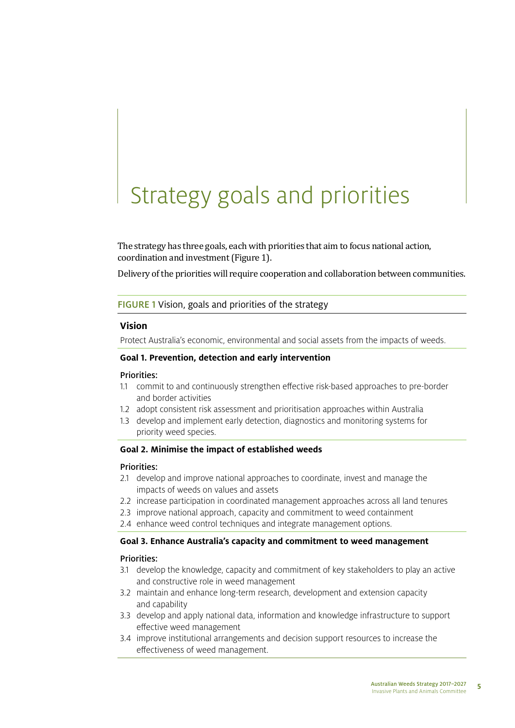# Strategy goals and priorities

The strategy has three goals, each with priorities that aim to focus national action, coordination and investment (Figure 1).

Delivery of the priorities will require cooperation and collaboration between communities.

FIGURE 1 Vision, goals and priorities of the strategy

### Vision

Protect Australia's economic, environmental and social assets from the impacts of weeds.

**Goal 1. Prevention, detection and early intervention**

Priorities:

1.1 commit to and continuously strengthen effective risk-based approaches to pre-border and border activities
1.2 adopt consistent risk assessment and prioritisation approaches within Australia
1.3 develop and implement early detection, diagnostics and monitoring systems for priority weed species.

**Goal 2. Minimise the impact of established weeds**

Priorities:

2.1 develop and improve national approaches to coordinate, invest and manage the impacts of weeds on values and assets
2.2 increase participation in coordinated management approaches across all land tenures
2.3 improve national approach, capacity and commitment to weed containment
2.4 enhance weed control techniques and integrate management options.

**Goal 3. Enhance Australia's capacity and commitment to weed management**

Priorities:

3.1 develop the knowledge, capacity and commitment of key stakeholders to play an active and constructive role in weed management
3.2 maintain and enhance long-term research, development and extension capacity and capability
3.3 develop and apply national data, information and knowledge infrastructure to support effective weed management
3.4 improve institutional arrangements and decision support resources to increase the effectiveness of weed management.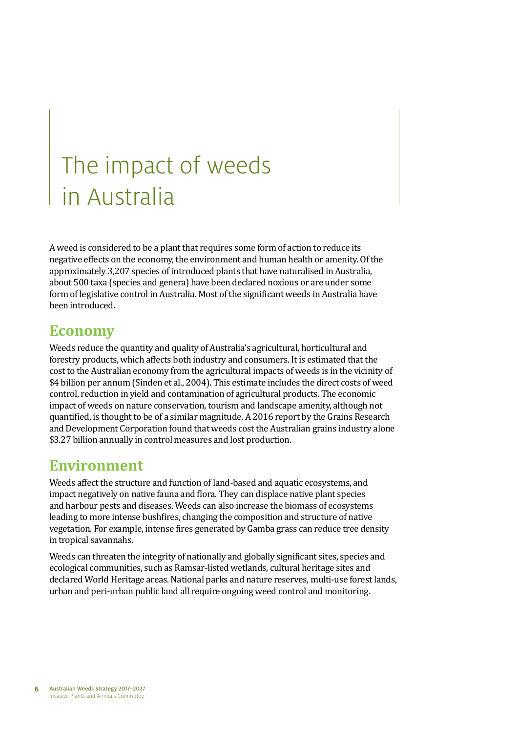# The impact of weeds in Australia

A weed is considered to be a plant that requires some form of action to reduce its negative effects on the economy, the environment and human health or amenity. Of the approximately 3,207 species of introduced plants that have naturalised in Australia, about 500 taxa (species and genera) have been declared noxious or are under some form of legislative control in Australia. Most of the significant weeds in Australia have been introduced.

## Economy

Weeds reduce the quantity and quality of Australia's agricultural, horticultural and forestry products, which affects both industry and consumers. It is estimated that the cost to the Australian economy from the agricultural impacts of weeds is in the vicinity of $4 billion per annum (Sinden et al., 2004). This estimate includes the direct costs of weed control, reduction in yield and contamination of agricultural products. The economic impact of weeds on nature conservation, tourism and landscape amenity, although not quantified, is thought to be of a similar magnitude. A 2016 report by the Grains Research and Development Corporation found that weeds cost the Australian grains industry alone $3.27 billion annually in control measures and lost production.

## Environment

Weeds affect the structure and function of land-based and aquatic ecosystems, and impact negatively on native fauna and flora. They can displace native plant species and harbour pests and diseases. Weeds can also increase the biomass of ecosystems leading to more intense bushfires, changing the composition and structure of native vegetation. For example, intense fires generated by Gamba grass can reduce tree density in tropical savannahs.

Weeds can threaten the integrity of nationally and globally significant sites, species and ecological communities, such as Ramsar-listed wetlands, cultural heritage sites and declared World Heritage areas. National parks and nature reserves, multi-use forest lands, urban and peri-urban public land all require ongoing weed control and monitoring.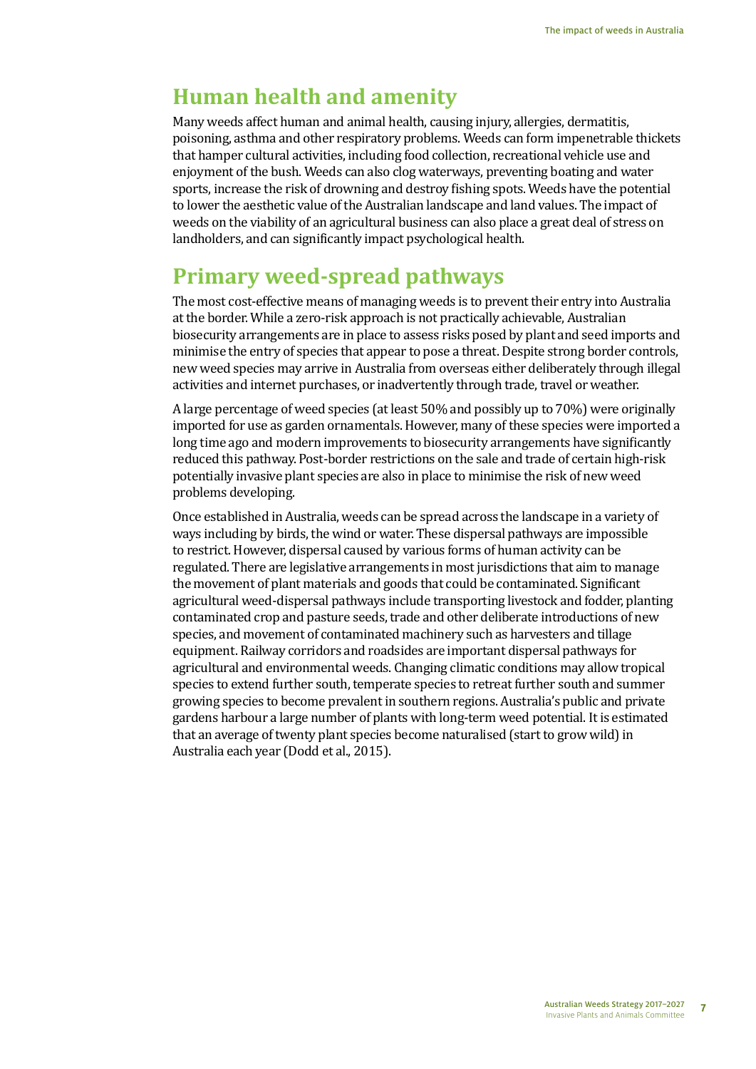## Human health and amenity

Many weeds affect human and animal health, causing injury, allergies, dermatitis, poisoning, asthma and other respiratory problems. Weeds can form impenetrable thickets that hamper cultural activities, including food collection, recreational vehicle use and enjoyment of the bush. Weeds can also clog waterways, preventing boating and water sports, increase the risk of drowning and destroy fishing spots. Weeds have the potential to lower the aesthetic value of the Australian landscape and land values. The impact of weeds on the viability of an agricultural business can also place a great deal of stress on landholders, and can significantly impact psychological health.

## Primary weed-spread pathways

The most cost-effective means of managing weeds is to prevent their entry into Australia at the border. While a zero-risk approach is not practically achievable, Australian biosecurity arrangements are in place to assess risks posed by plant and seed imports and minimise the entry of species that appear to pose a threat. Despite strong border controls, new weed species may arrive in Australia from overseas either deliberately through illegal activities and internet purchases, or inadvertently through trade, travel or weather.

A large percentage of weed species (at least 50% and possibly up to 70%) were originally imported for use as garden ornamentals. However, many of these species were imported a long time ago and modern improvements to biosecurity arrangements have significantly reduced this pathway. Post-border restrictions on the sale and trade of certain high-risk potentially invasive plant species are also in place to minimise the risk of new weed problems developing.

Once established in Australia, weeds can be spread across the landscape in a variety of ways including by birds, the wind or water. These dispersal pathways are impossible to restrict. However, dispersal caused by various forms of human activity can be regulated. There are legislative arrangements in most jurisdictions that aim to manage the movement of plant materials and goods that could be contaminated. Significant agricultural weed-dispersal pathways include transporting livestock and fodder, planting contaminated crop and pasture seeds, trade and other deliberate introductions of new species, and movement of contaminated machinery such as harvesters and tillage equipment. Railway corridors and roadsides are important dispersal pathways for agricultural and environmental weeds. Changing climatic conditions may allow tropical species to extend further south, temperate species to retreat further south and summer growing species to become prevalent in southern regions. Australia's public and private gardens harbour a large number of plants with long-term weed potential. It is estimated that an average of twenty plant species become naturalised (start to grow wild) in Australia each year (Dodd et al., 2015).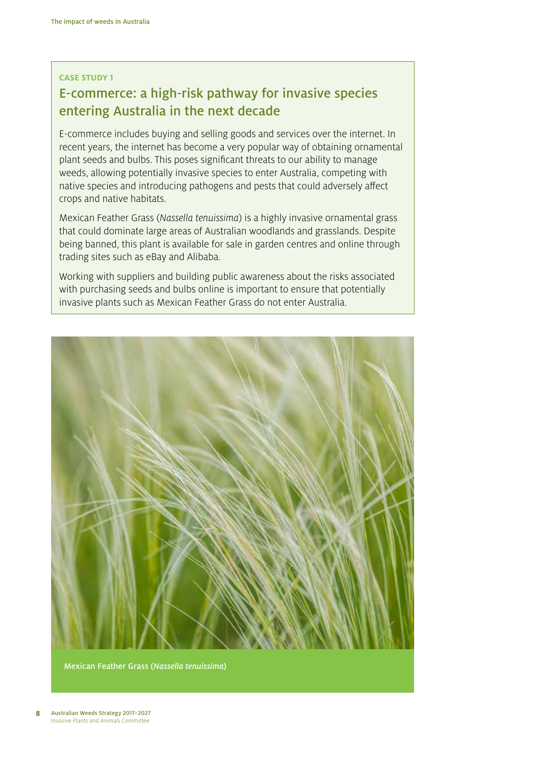**CASE STUDY 1**

## E-commerce: a high-risk pathway for invasive species entering Australia in the next decade

E-commerce includes buying and selling goods and services over the internet. In recent years, the internet has become a very popular way of obtaining ornamental plant seeds and bulbs. This poses significant threats to our ability to manage weeds, allowing potentially invasive species to enter Australia, competing with native species and introducing pathogens and pests that could adversely affect crops and native habitats.

Mexican Feather Grass (*Nassella tenuissima*) is a highly invasive ornamental grass that could dominate large areas of Australian woodlands and grasslands. Despite being banned, this plant is available for sale in garden centres and online through trading sites such as eBay and Alibaba.

Working with suppliers and building public awareness about the risks associated with purchasing seeds and bulbs online is important to ensure that potentially invasive plants such as Mexican Feather Grass do not enter Australia.

Mexican Feather Grass (*Nassella tenuissima*)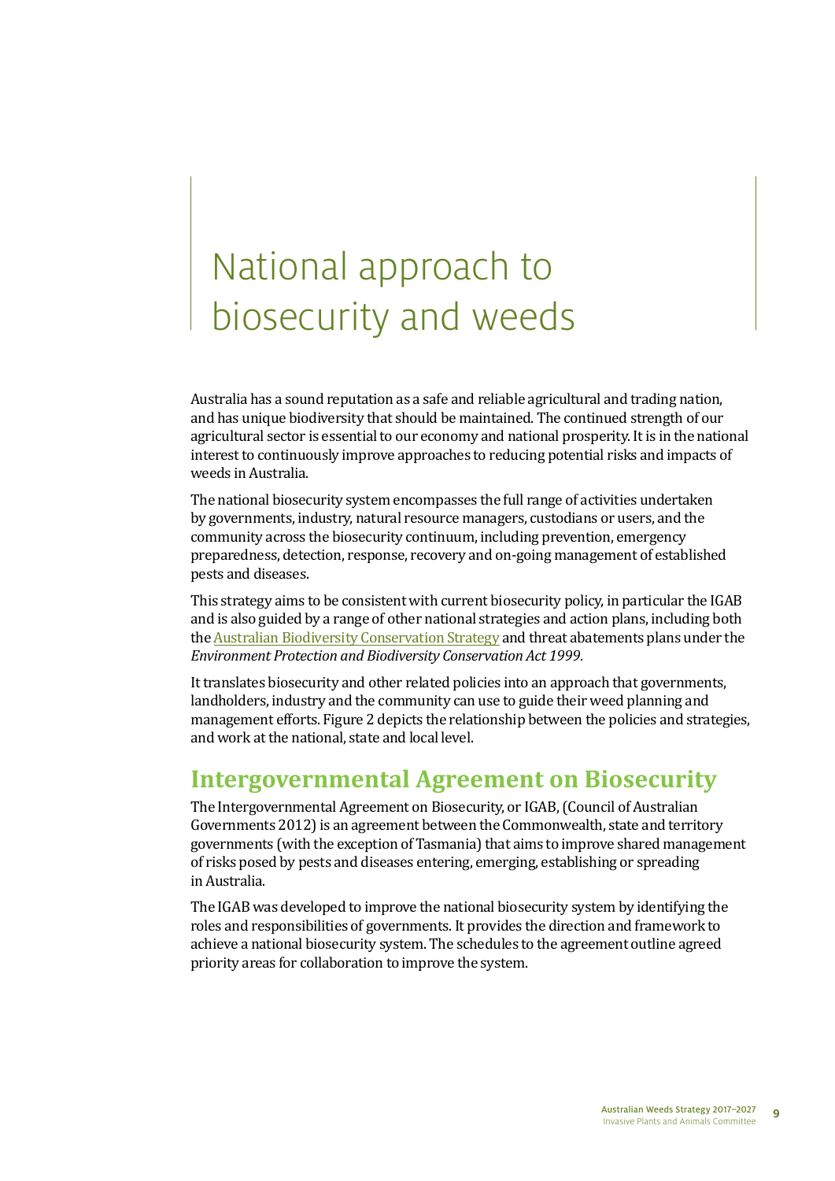# National approach to biosecurity and weeds

Australia has a sound reputation as a safe and reliable agricultural and trading nation, and has unique biodiversity that should be maintained. The continued strength of our agricultural sector is essential to our economy and national prosperity. It is in the national interest to continuously improve approaches to reducing potential risks and impacts of weeds in Australia.

The national biosecurity system encompasses the full range of activities undertaken by governments, industry, natural resource managers, custodians or users, and the community across the biosecurity continuum, including prevention, emergency preparedness, detection, response, recovery and on-going management of established pests and diseases.

This strategy aims to be consistent with current biosecurity policy, in particular the IGAB and is also guided by a range of other national strategies and action plans, including both the Australian Biodiversity Conservation Strategy and threat abatements plans under the *Environment Protection and Biodiversity Conservation Act 1999*.

It translates biosecurity and other related policies into an approach that governments, landholders, industry and the community can use to guide their weed planning and management efforts. Figure 2 depicts the relationship between the policies and strategies, and work at the national, state and local level.

## Intergovernmental Agreement on Biosecurity

The Intergovernmental Agreement on Biosecurity, or IGAB, (Council of Australian Governments 2012) is an agreement between the Commonwealth, state and territory governments (with the exception of Tasmania) that aims to improve shared management of risks posed by pests and diseases entering, emerging, establishing or spreading in Australia.

The IGAB was developed to improve the national biosecurity system by identifying the roles and responsibilities of governments. It provides the direction and framework to achieve a national biosecurity system. The schedules to the agreement outline agreed priority areas for collaboration to improve the system.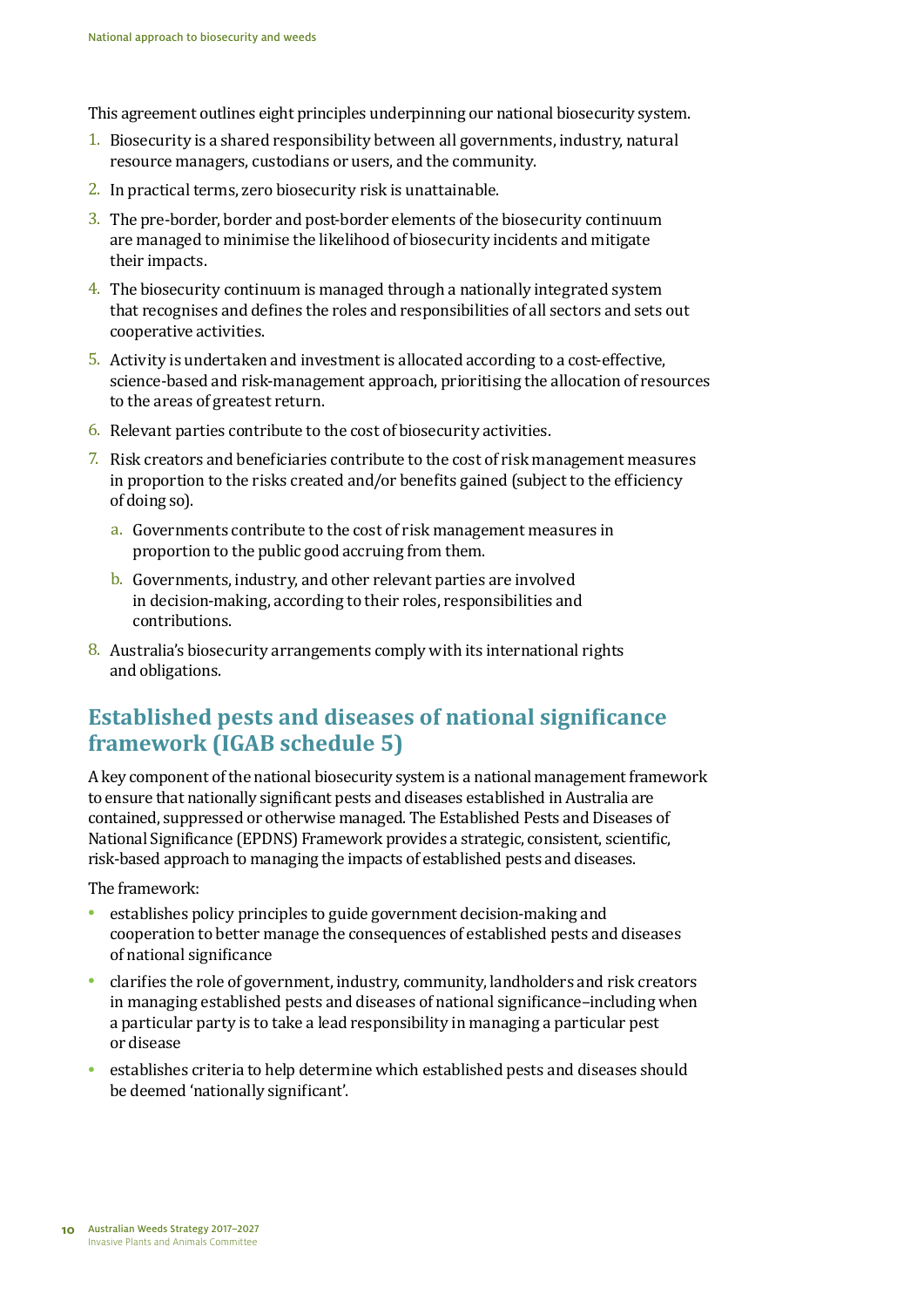This agreement outlines eight principles underpinning our national biosecurity system.

1. Biosecurity is a shared responsibility between all governments, industry, natural resource managers, custodians or users, and the community.
2. In practical terms, zero biosecurity risk is unattainable.
3. The pre-border, border and post-border elements of the biosecurity continuum are managed to minimise the likelihood of biosecurity incidents and mitigate their impacts.
4. The biosecurity continuum is managed through a nationally integrated system that recognises and defines the roles and responsibilities of all sectors and sets out cooperative activities.
5. Activity is undertaken and investment is allocated according to a cost-effective, science-based and risk-management approach, prioritising the allocation of resources to the areas of greatest return.
6. Relevant parties contribute to the cost of biosecurity activities.
7. Risk creators and beneficiaries contribute to the cost of risk management measures in proportion to the risks created and/or benefits gained (subject to the efficiency of doing so).
   a. Governments contribute to the cost of risk management measures in proportion to the public good accruing from them.
   b. Governments, industry, and other relevant parties are involved in decision-making, according to their roles, responsibilities and contributions.
8. Australia's biosecurity arrangements comply with its international rights and obligations.

## Established pests and diseases of national significance framework (IGAB schedule 5)

A key component of the national biosecurity system is a national management framework to ensure that nationally significant pests and diseases established in Australia are contained, suppressed or otherwise managed. The Established Pests and Diseases of National Significance (EPDNS) Framework provides a strategic, consistent, scientific, risk-based approach to managing the impacts of established pests and diseases.

The framework:

- establishes policy principles to guide government decision-making and cooperation to better manage the consequences of established pests and diseases of national significance
- clarifies the role of government, industry, community, landholders and risk creators in managing established pests and diseases of national significance–including when a particular party is to take a lead responsibility in managing a particular pest or disease
- establishes criteria to help determine which established pests and diseases should be deemed 'nationally significant'.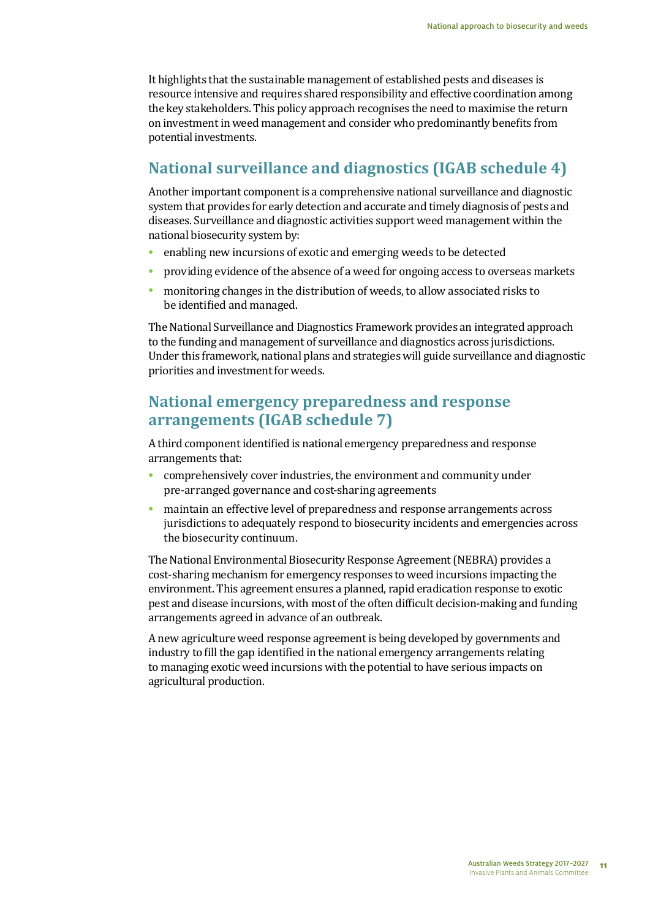It highlights that the sustainable management of established pests and diseases is resource intensive and requires shared responsibility and effective coordination among the key stakeholders. This policy approach recognises the need to maximise the return on investment in weed management and consider who predominantly benefits from potential investments.

## National surveillance and diagnostics (IGAB schedule 4)

Another important component is a comprehensive national surveillance and diagnostic system that provides for early detection and accurate and timely diagnosis of pests and diseases. Surveillance and diagnostic activities support weed management within the national biosecurity system by:

- enabling new incursions of exotic and emerging weeds to be detected
- providing evidence of the absence of a weed for ongoing access to overseas markets
- monitoring changes in the distribution of weeds, to allow associated risks to be identified and managed.

The National Surveillance and Diagnostics Framework provides an integrated approach to the funding and management of surveillance and diagnostics across jurisdictions. Under this framework, national plans and strategies will guide surveillance and diagnostic priorities and investment for weeds.

## National emergency preparedness and response arrangements (IGAB schedule 7)

A third component identified is national emergency preparedness and response arrangements that:

- comprehensively cover industries, the environment and community under pre-arranged governance and cost-sharing agreements
- maintain an effective level of preparedness and response arrangements across jurisdictions to adequately respond to biosecurity incidents and emergencies across the biosecurity continuum.

The National Environmental Biosecurity Response Agreement (NEBRA) provides a cost-sharing mechanism for emergency responses to weed incursions impacting the environment. This agreement ensures a planned, rapid eradication response to exotic pest and disease incursions, with most of the often difficult decision-making and funding arrangements agreed in advance of an outbreak.

A new agriculture weed response agreement is being developed by governments and industry to fill the gap identified in the national emergency arrangements relating to managing exotic weed incursions with the potential to have serious impacts on agricultural production.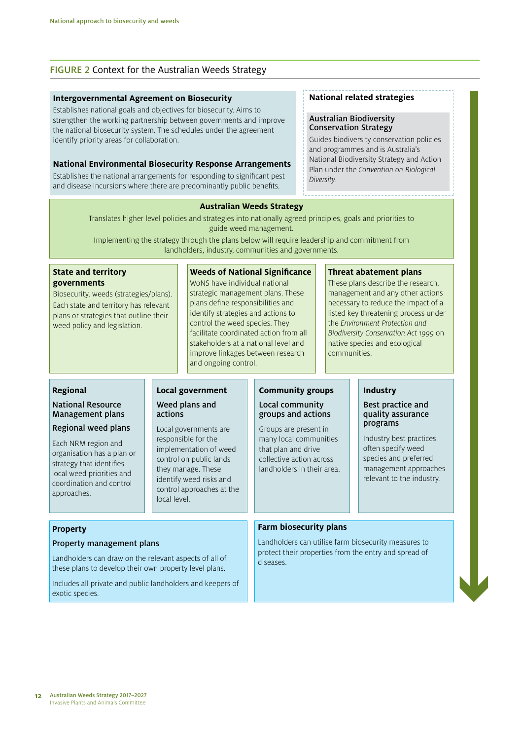## FIGURE 2 Context for the Australian Weeds Strategy

**Intergovernmental Agreement on Biosecurity**

Establishes national goals and objectives for biosecurity. Aims to strengthen the working partnership between governments and improve the national biosecurity system. The schedules under the agreement identify priority areas for collaboration.

**National Environmental Biosecurity Response Arrangements**

Establishes the national arrangements for responding to significant pest and disease incursions where there are predominantly public benefits.

**National related strategies**

**Australian Biodiversity Conservation Strategy**

Guides biodiversity conservation policies and programmes and is Australia's National Biodiversity Strategy and Action Plan under the *Convention on Biological Diversity*.

**Australian Weeds Strategy**

Translates higher level policies and strategies into nationally agreed principles, goals and priorities to guide weed management.

Implementing the strategy through the plans below will require leadership and commitment from landholders, industry, communities and governments.

**State and territory governments**

Biosecurity, weeds (strategies/plans). Each state and territory has relevant plans or strategies that outline their weed policy and legislation.

**Weeds of National Significance**

WoNS have individual national strategic management plans. These plans define responsibilities and identify strategies and actions to control the weed species. They facilitate coordinated action from all stakeholders at a national level and improve linkages between research and ongoing control.

**Threat abatement plans**

These plans describe the research, management and any other actions necessary to reduce the impact of a listed key threatening process under the *Environment Protection and Biodiversity Conservation Act 1999* on native species and ecological communities.

**Regional**

**National Resource Management plans**

**Regional weed plans**

Each NRM region and organisation has a plan or strategy that identifies local weed priorities and coordination and control approaches.

**Local government**

**Weed plans and actions**

Local governments are responsible for the implementation of weed control on public lands they manage. These identify weed risks and control approaches at the local level.

**Community groups**

**Local community groups and actions**

Groups are present in many local communities that plan and drive collective action across landholders in their area.

**Industry**

**Best practice and quality assurance programs**

Industry best practices often specify weed species and preferred management approaches relevant to the industry.

**Property**

**Property management plans**

Landholders can draw on the relevant aspects of all of these plans to develop their own property level plans.

Includes all private and public landholders and keepers of exotic species.

**Farm biosecurity plans**

Landholders can utilise farm biosecurity measures to protect their properties from the entry and spread of diseases.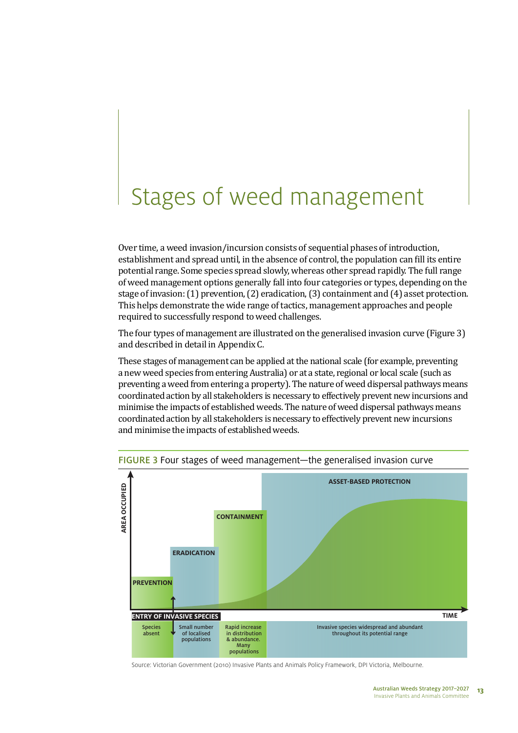# Stages of weed management

Over time, a weed invasion/incursion consists of sequential phases of introduction, establishment and spread until, in the absence of control, the population can fill its entire potential range. Some species spread slowly, whereas other spread rapidly. The full range of weed management options generally fall into four categories or types, depending on the stage of invasion: (1) prevention, (2) eradication, (3) containment and (4) asset protection. This helps demonstrate the wide range of tactics, management approaches and people required to successfully respond to weed challenges.

The four types of management are illustrated on the generalised invasion curve (Figure 3) and described in detail in Appendix C.

These stages of management can be applied at the national scale (for example, preventing a new weed species from entering Australia) or at a state, regional or local scale (such as preventing a weed from entering a property). The nature of weed dispersal pathways means coordinated action by all stakeholders is necessary to effectively prevent new incursions and minimise the impacts of established weeds. The nature of weed dispersal pathways means coordinated action by all stakeholders is necessary to effectively prevent new incursions and minimise the impacts of established weeds.

FIGURE 3 Four stages of weed management—the generalised invasion curve

AREA OCCUPIED

PREVENTION | ERADICATION | CONTAINMENT | ASSET-BASED PROTECTION

ENTRY OF INVASIVE SPECIES — TIME

| Species absent | Small number of localised populations | Rapid increase in distribution & abundance. Many populations | Invasive species widespread and abundant throughout its potential range |
|---|---|---|---|

Source: Victorian Government (2010) Invasive Plants and Animals Policy Framework, DPI Victoria, Melbourne.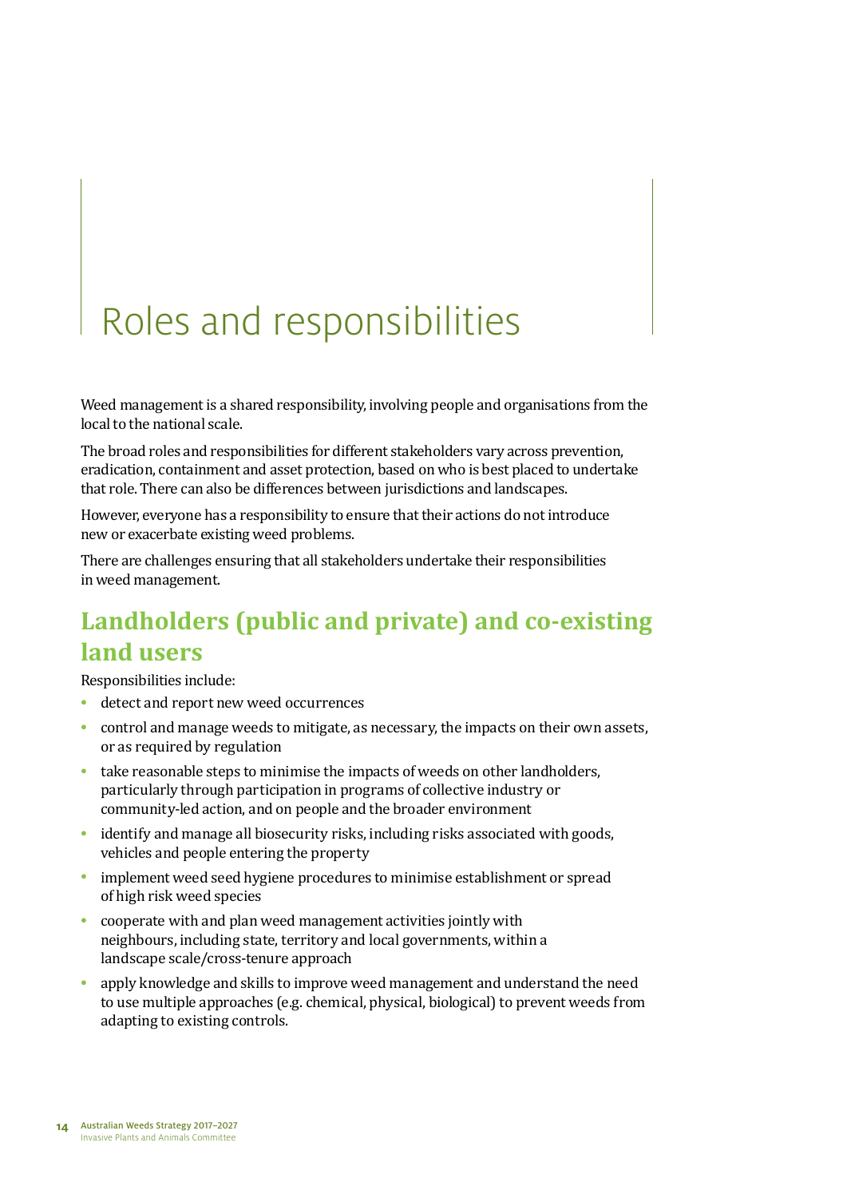# Roles and responsibilities

Weed management is a shared responsibility, involving people and organisations from the local to the national scale.

The broad roles and responsibilities for different stakeholders vary across prevention, eradication, containment and asset protection, based on who is best placed to undertake that role. There can also be differences between jurisdictions and landscapes.

However, everyone has a responsibility to ensure that their actions do not introduce new or exacerbate existing weed problems.

There are challenges ensuring that all stakeholders undertake their responsibilities in weed management.

## Landholders (public and private) and co-existing land users

Responsibilities include:

- detect and report new weed occurrences
- control and manage weeds to mitigate, as necessary, the impacts on their own assets, or as required by regulation
- take reasonable steps to minimise the impacts of weeds on other landholders, particularly through participation in programs of collective industry or community-led action, and on people and the broader environment
- identify and manage all biosecurity risks, including risks associated with goods, vehicles and people entering the property
- implement weed seed hygiene procedures to minimise establishment or spread of high risk weed species
- cooperate with and plan weed management activities jointly with neighbours, including state, territory and local governments, within a landscape scale/cross-tenure approach
- apply knowledge and skills to improve weed management and understand the need to use multiple approaches (e.g. chemical, physical, biological) to prevent weeds from adapting to existing controls.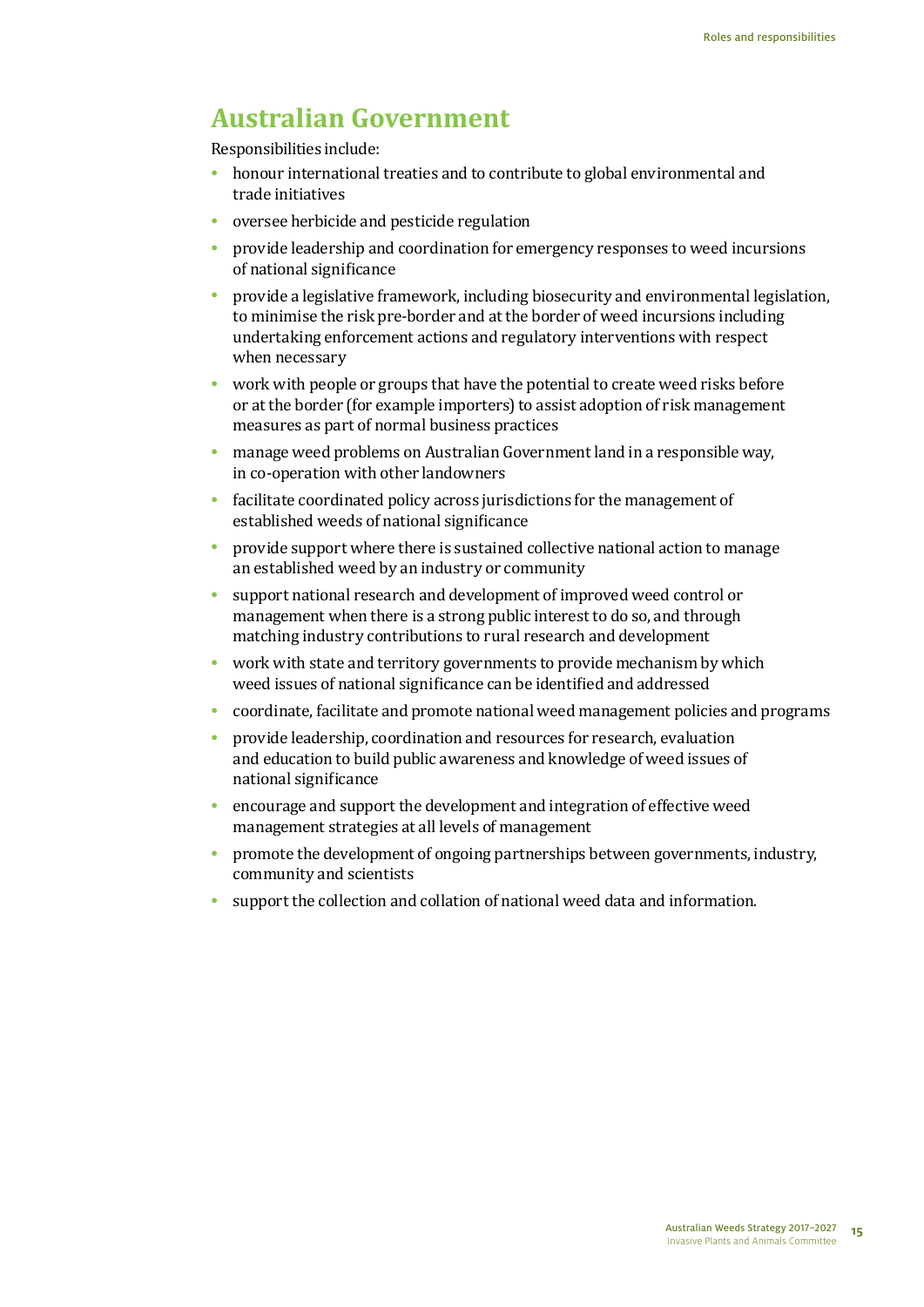## Australian Government

Responsibilities include:

- honour international treaties and to contribute to global environmental and trade initiatives
- oversee herbicide and pesticide regulation
- provide leadership and coordination for emergency responses to weed incursions of national significance
- provide a legislative framework, including biosecurity and environmental legislation, to minimise the risk pre-border and at the border of weed incursions including undertaking enforcement actions and regulatory interventions with respect when necessary
- work with people or groups that have the potential to create weed risks before or at the border (for example importers) to assist adoption of risk management measures as part of normal business practices
- manage weed problems on Australian Government land in a responsible way, in co-operation with other landowners
- facilitate coordinated policy across jurisdictions for the management of established weeds of national significance
- provide support where there is sustained collective national action to manage an established weed by an industry or community
- support national research and development of improved weed control or management when there is a strong public interest to do so, and through matching industry contributions to rural research and development
- work with state and territory governments to provide mechanism by which weed issues of national significance can be identified and addressed
- coordinate, facilitate and promote national weed management policies and programs
- provide leadership, coordination and resources for research, evaluation and education to build public awareness and knowledge of weed issues of national significance
- encourage and support the development and integration of effective weed management strategies at all levels of management
- promote the development of ongoing partnerships between governments, industry, community and scientists
- support the collection and collation of national weed data and information.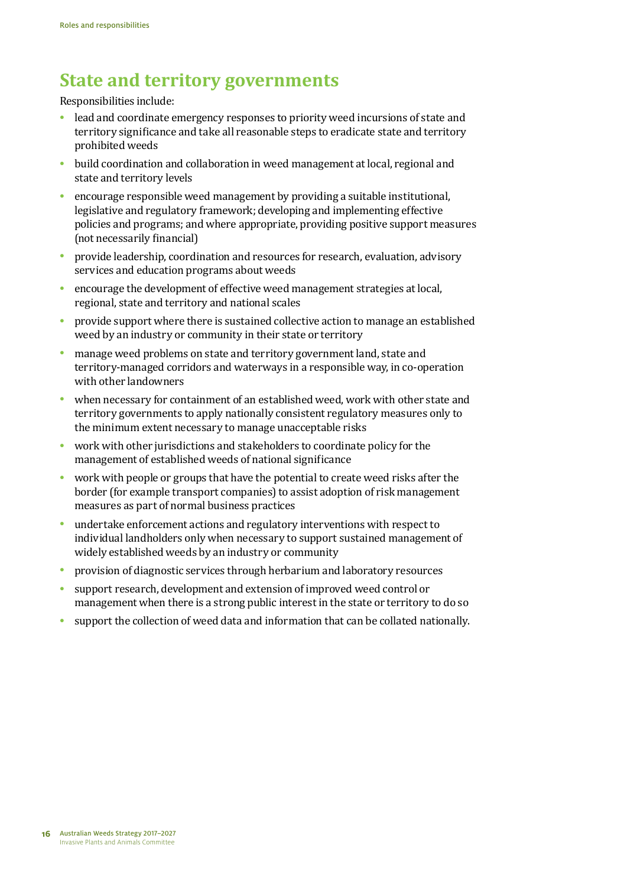## State and territory governments

Responsibilities include:

- lead and coordinate emergency responses to priority weed incursions of state and territory significance and take all reasonable steps to eradicate state and territory prohibited weeds
- build coordination and collaboration in weed management at local, regional and state and territory levels
- encourage responsible weed management by providing a suitable institutional, legislative and regulatory framework; developing and implementing effective policies and programs; and where appropriate, providing positive support measures (not necessarily financial)
- provide leadership, coordination and resources for research, evaluation, advisory services and education programs about weeds
- encourage the development of effective weed management strategies at local, regional, state and territory and national scales
- provide support where there is sustained collective action to manage an established weed by an industry or community in their state or territory
- manage weed problems on state and territory government land, state and territory-managed corridors and waterways in a responsible way, in co-operation with other landowners
- when necessary for containment of an established weed, work with other state and territory governments to apply nationally consistent regulatory measures only to the minimum extent necessary to manage unacceptable risks
- work with other jurisdictions and stakeholders to coordinate policy for the management of established weeds of national significance
- work with people or groups that have the potential to create weed risks after the border (for example transport companies) to assist adoption of risk management measures as part of normal business practices
- undertake enforcement actions and regulatory interventions with respect to individual landholders only when necessary to support sustained management of widely established weeds by an industry or community
- provision of diagnostic services through herbarium and laboratory resources
- support research, development and extension of improved weed control or management when there is a strong public interest in the state or territory to do so
- support the collection of weed data and information that can be collated nationally.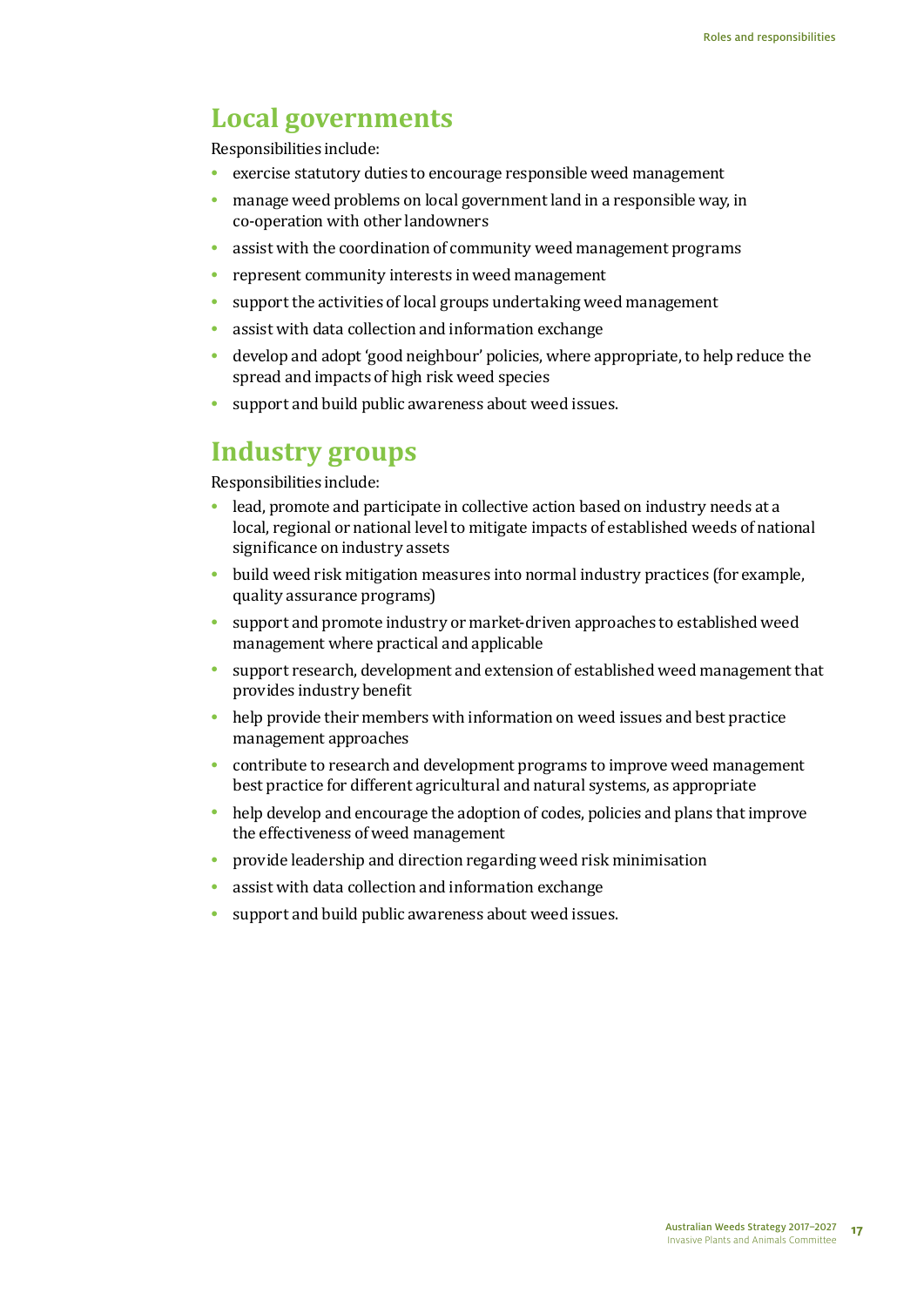## Local governments

Responsibilities include:

- exercise statutory duties to encourage responsible weed management
- manage weed problems on local government land in a responsible way, in co-operation with other landowners
- assist with the coordination of community weed management programs
- represent community interests in weed management
- support the activities of local groups undertaking weed management
- assist with data collection and information exchange
- develop and adopt 'good neighbour' policies, where appropriate, to help reduce the spread and impacts of high risk weed species
- support and build public awareness about weed issues.

## Industry groups

Responsibilities include:

- lead, promote and participate in collective action based on industry needs at a local, regional or national level to mitigate impacts of established weeds of national significance on industry assets
- build weed risk mitigation measures into normal industry practices (for example, quality assurance programs)
- support and promote industry or market-driven approaches to established weed management where practical and applicable
- support research, development and extension of established weed management that provides industry benefit
- help provide their members with information on weed issues and best practice management approaches
- contribute to research and development programs to improve weed management best practice for different agricultural and natural systems, as appropriate
- help develop and encourage the adoption of codes, policies and plans that improve the effectiveness of weed management
- provide leadership and direction regarding weed risk minimisation
- assist with data collection and information exchange
- support and build public awareness about weed issues.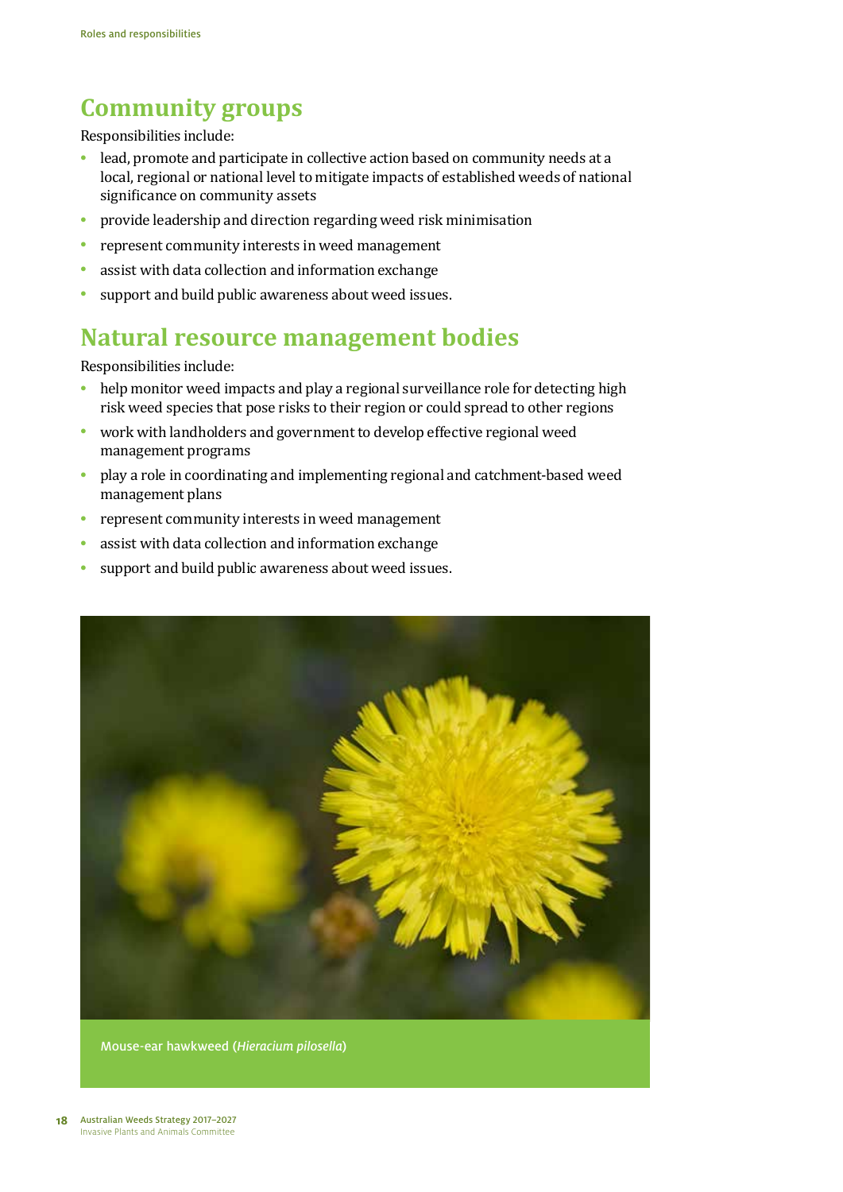## Community groups

Responsibilities include:

- lead, promote and participate in collective action based on community needs at a local, regional or national level to mitigate impacts of established weeds of national significance on community assets
- provide leadership and direction regarding weed risk minimisation
- represent community interests in weed management
- assist with data collection and information exchange
- support and build public awareness about weed issues.

## Natural resource management bodies

Responsibilities include:

- help monitor weed impacts and play a regional surveillance role for detecting high risk weed species that pose risks to their region or could spread to other regions
- work with landholders and government to develop effective regional weed management programs
- play a role in coordinating and implementing regional and catchment-based weed management plans
- represent community interests in weed management
- assist with data collection and information exchange
- support and build public awareness about weed issues.

Mouse-ear hawkweed (*Hieracium pilosella*)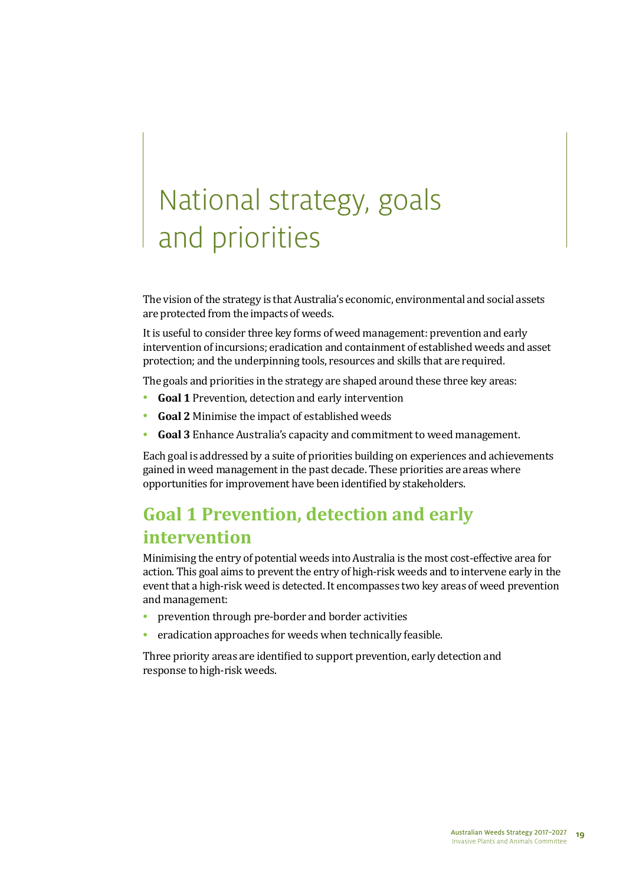# National strategy, goals and priorities

The vision of the strategy is that Australia's economic, environmental and social assets are protected from the impacts of weeds.

It is useful to consider three key forms of weed management: prevention and early intervention of incursions; eradication and containment of established weeds and asset protection; and the underpinning tools, resources and skills that are required.

The goals and priorities in the strategy are shaped around these three key areas:

- **Goal 1** Prevention, detection and early intervention
- **Goal 2** Minimise the impact of established weeds
- **Goal 3** Enhance Australia's capacity and commitment to weed management.

Each goal is addressed by a suite of priorities building on experiences and achievements gained in weed management in the past decade. These priorities are areas where opportunities for improvement have been identified by stakeholders.

## Goal 1 Prevention, detection and early intervention

Minimising the entry of potential weeds into Australia is the most cost-effective area for action. This goal aims to prevent the entry of high-risk weeds and to intervene early in the event that a high-risk weed is detected. It encompasses two key areas of weed prevention and management:

- prevention through pre-border and border activities
- eradication approaches for weeds when technically feasible.

Three priority areas are identified to support prevention, early detection and response to high-risk weeds.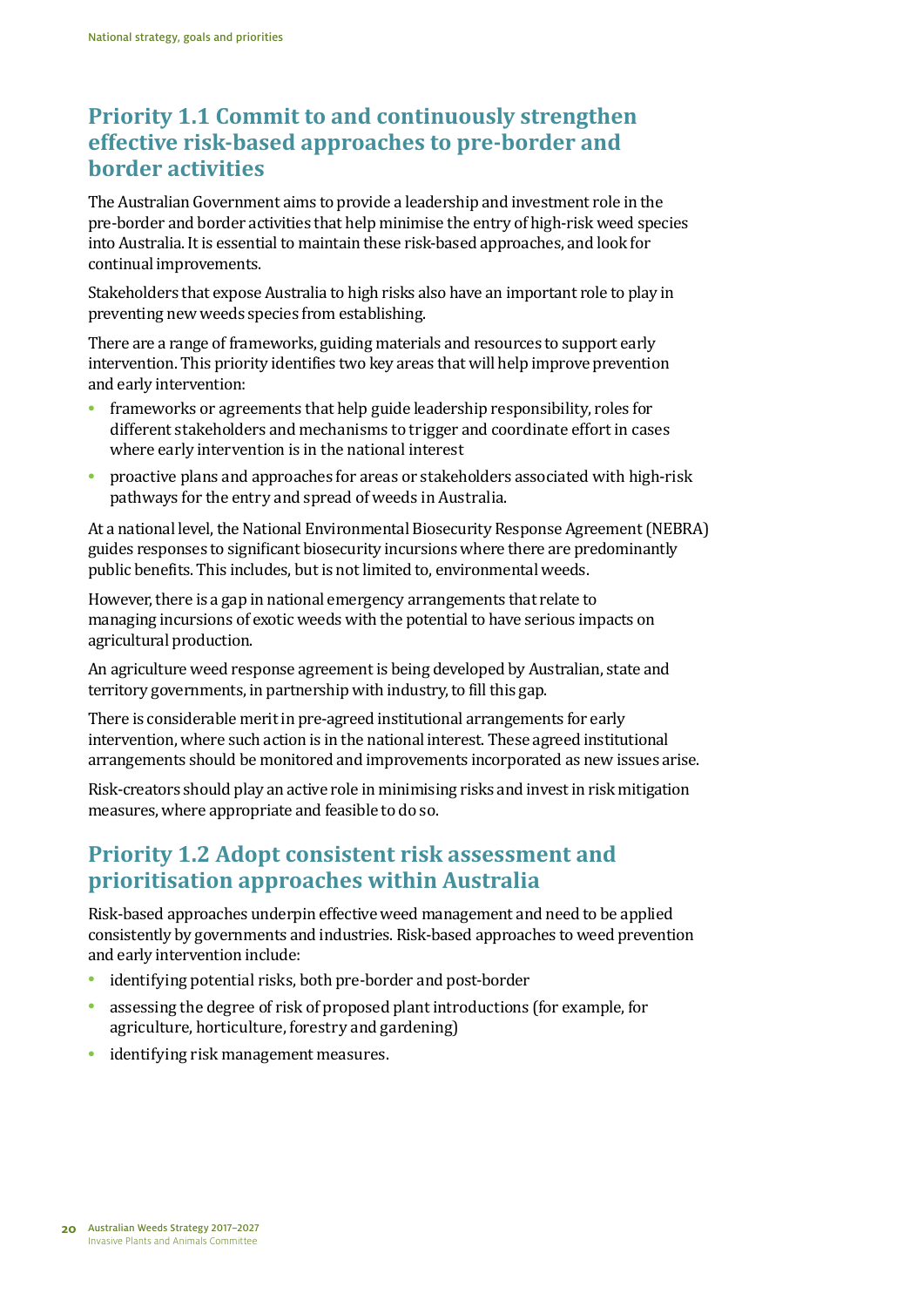## Priority 1.1 Commit to and continuously strengthen effective risk-based approaches to pre-border and border activities

The Australian Government aims to provide a leadership and investment role in the pre-border and border activities that help minimise the entry of high-risk weed species into Australia. It is essential to maintain these risk-based approaches, and look for continual improvements.

Stakeholders that expose Australia to high risks also have an important role to play in preventing new weeds species from establishing.

There are a range of frameworks, guiding materials and resources to support early intervention. This priority identifies two key areas that will help improve prevention and early intervention:

- frameworks or agreements that help guide leadership responsibility, roles for different stakeholders and mechanisms to trigger and coordinate effort in cases where early intervention is in the national interest
- proactive plans and approaches for areas or stakeholders associated with high-risk pathways for the entry and spread of weeds in Australia.

At a national level, the National Environmental Biosecurity Response Agreement (NEBRA) guides responses to significant biosecurity incursions where there are predominantly public benefits. This includes, but is not limited to, environmental weeds.

However, there is a gap in national emergency arrangements that relate to managing incursions of exotic weeds with the potential to have serious impacts on agricultural production.

An agriculture weed response agreement is being developed by Australian, state and territory governments, in partnership with industry, to fill this gap.

There is considerable merit in pre-agreed institutional arrangements for early intervention, where such action is in the national interest. These agreed institutional arrangements should be monitored and improvements incorporated as new issues arise.

Risk-creators should play an active role in minimising risks and invest in risk mitigation measures, where appropriate and feasible to do so.

## Priority 1.2 Adopt consistent risk assessment and prioritisation approaches within Australia

Risk-based approaches underpin effective weed management and need to be applied consistently by governments and industries. Risk-based approaches to weed prevention and early intervention include:

- identifying potential risks, both pre-border and post-border
- assessing the degree of risk of proposed plant introductions (for example, for agriculture, horticulture, forestry and gardening)
- identifying risk management measures.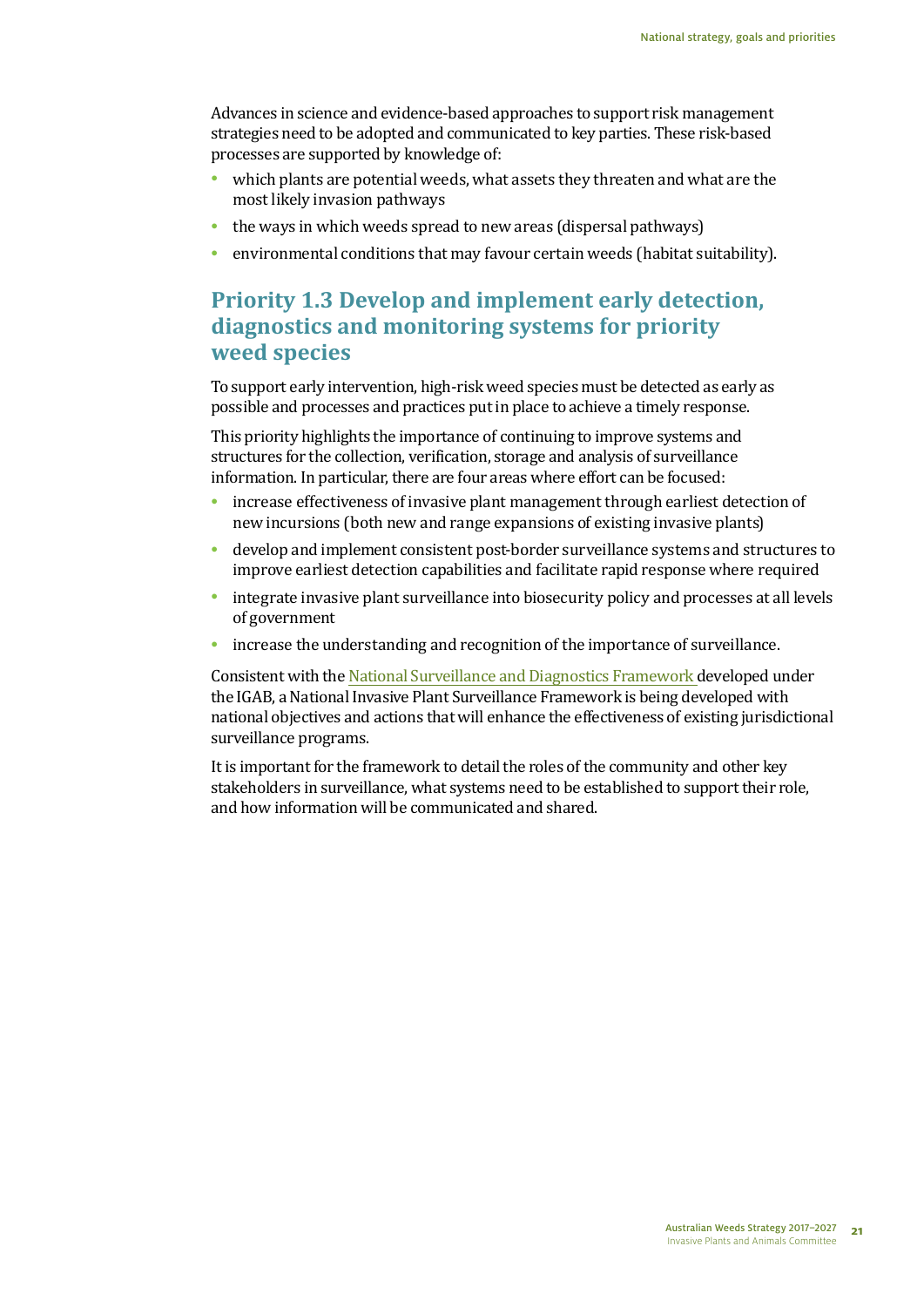Advances in science and evidence-based approaches to support risk management strategies need to be adopted and communicated to key parties. These risk-based processes are supported by knowledge of:

- which plants are potential weeds, what assets they threaten and what are the most likely invasion pathways
- the ways in which weeds spread to new areas (dispersal pathways)
- environmental conditions that may favour certain weeds (habitat suitability).

## Priority 1.3 Develop and implement early detection, diagnostics and monitoring systems for priority weed species

To support early intervention, high-risk weed species must be detected as early as possible and processes and practices put in place to achieve a timely response.

This priority highlights the importance of continuing to improve systems and structures for the collection, verification, storage and analysis of surveillance information. In particular, there are four areas where effort can be focused:

- increase effectiveness of invasive plant management through earliest detection of new incursions (both new and range expansions of existing invasive plants)
- develop and implement consistent post-border surveillance systems and structures to improve earliest detection capabilities and facilitate rapid response where required
- integrate invasive plant surveillance into biosecurity policy and processes at all levels of government
- increase the understanding and recognition of the importance of surveillance.

Consistent with the National Surveillance and Diagnostics Framework developed under the IGAB, a National Invasive Plant Surveillance Framework is being developed with national objectives and actions that will enhance the effectiveness of existing jurisdictional surveillance programs.

It is important for the framework to detail the roles of the community and other key stakeholders in surveillance, what systems need to be established to support their role, and how information will be communicated and shared.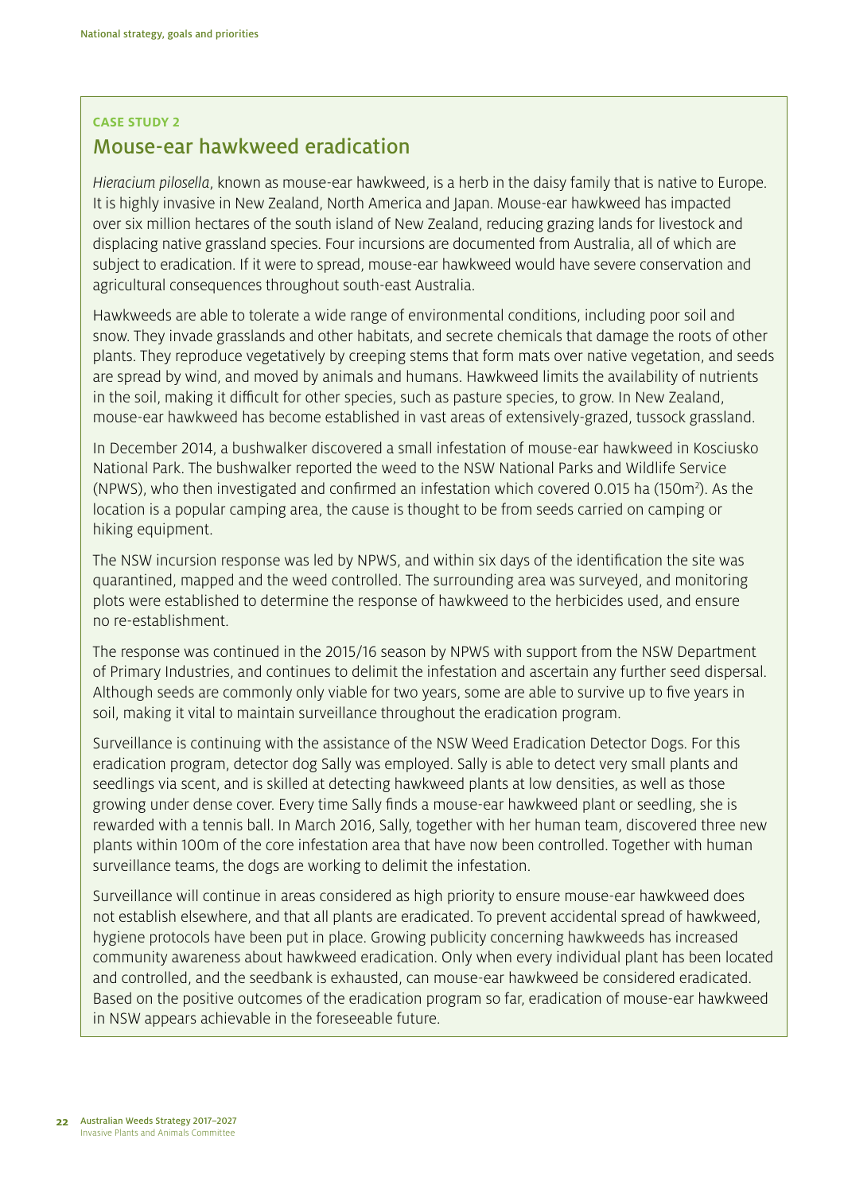**CASE STUDY 2**

## Mouse-ear hawkweed eradication

*Hieracium pilosella*, known as mouse-ear hawkweed, is a herb in the daisy family that is native to Europe. It is highly invasive in New Zealand, North America and Japan. Mouse-ear hawkweed has impacted over six million hectares of the south island of New Zealand, reducing grazing lands for livestock and displacing native grassland species. Four incursions are documented from Australia, all of which are subject to eradication. If it were to spread, mouse-ear hawkweed would have severe conservation and agricultural consequences throughout south-east Australia.

Hawkweeds are able to tolerate a wide range of environmental conditions, including poor soil and snow. They invade grasslands and other habitats, and secrete chemicals that damage the roots of other plants. They reproduce vegetatively by creeping stems that form mats over native vegetation, and seeds are spread by wind, and moved by animals and humans. Hawkweed limits the availability of nutrients in the soil, making it difficult for other species, such as pasture species, to grow. In New Zealand, mouse-ear hawkweed has become established in vast areas of extensively-grazed, tussock grassland.

In December 2014, a bushwalker discovered a small infestation of mouse-ear hawkweed in Kosciusko National Park. The bushwalker reported the weed to the NSW National Parks and Wildlife Service (NPWS), who then investigated and confirmed an infestation which covered 0.015 ha (150m$^2$). As the location is a popular camping area, the cause is thought to be from seeds carried on camping or hiking equipment.

The NSW incursion response was led by NPWS, and within six days of the identification the site was quarantined, mapped and the weed controlled. The surrounding area was surveyed, and monitoring plots were established to determine the response of hawkweed to the herbicides used, and ensure no re-establishment.

The response was continued in the 2015/16 season by NPWS with support from the NSW Department of Primary Industries, and continues to delimit the infestation and ascertain any further seed dispersal. Although seeds are commonly only viable for two years, some are able to survive up to five years in soil, making it vital to maintain surveillance throughout the eradication program.

Surveillance is continuing with the assistance of the NSW Weed Eradication Detector Dogs. For this eradication program, detector dog Sally was employed. Sally is able to detect very small plants and seedlings via scent, and is skilled at detecting hawkweed plants at low densities, as well as those growing under dense cover. Every time Sally finds a mouse-ear hawkweed plant or seedling, she is rewarded with a tennis ball. In March 2016, Sally, together with her human team, discovered three new plants within 100m of the core infestation area that have now been controlled. Together with human surveillance teams, the dogs are working to delimit the infestation.

Surveillance will continue in areas considered as high priority to ensure mouse-ear hawkweed does not establish elsewhere, and that all plants are eradicated. To prevent accidental spread of hawkweed, hygiene protocols have been put in place. Growing publicity concerning hawkweeds has increased community awareness about hawkweed eradication. Only when every individual plant has been located and controlled, and the seedbank is exhausted, can mouse-ear hawkweed be considered eradicated. Based on the positive outcomes of the eradication program so far, eradication of mouse-ear hawkweed in NSW appears achievable in the foreseeable future.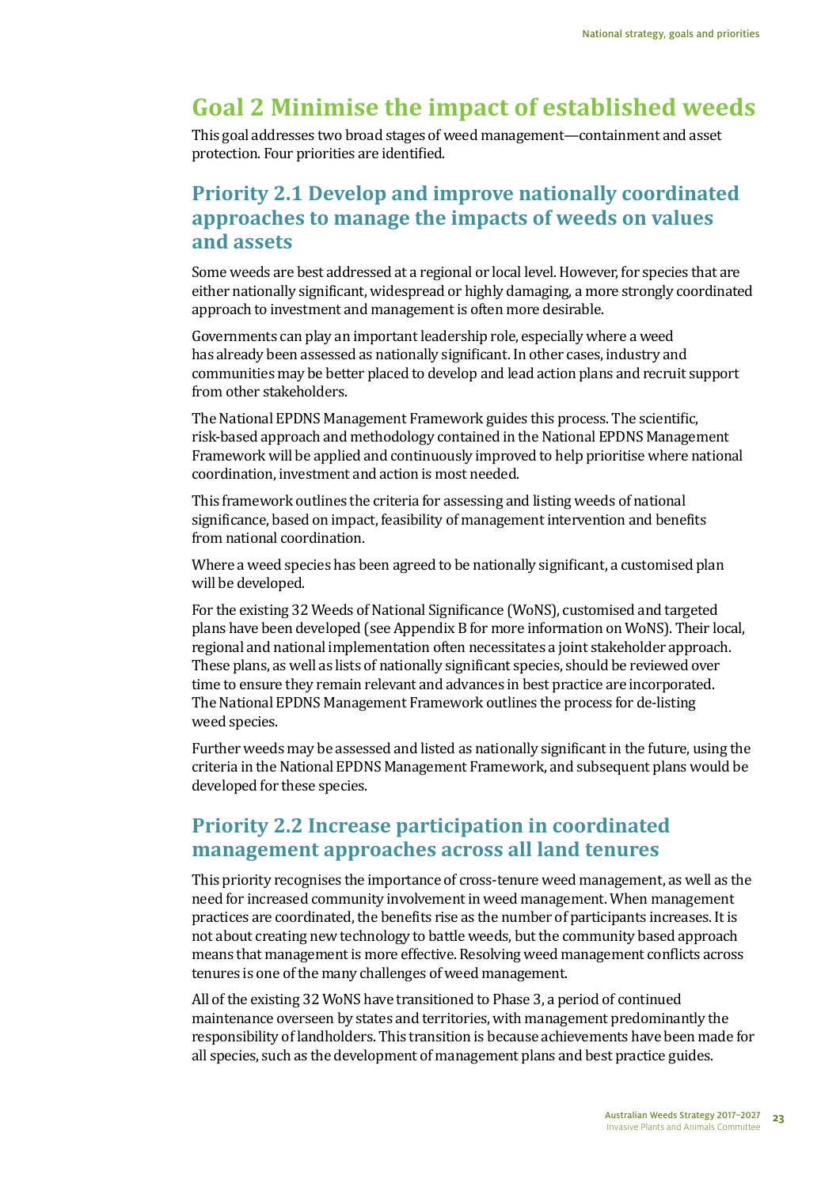# Goal 2 Minimise the impact of established weeds

This goal addresses two broad stages of weed management—containment and asset protection. Four priorities are identified.

## Priority 2.1 Develop and improve nationally coordinated approaches to manage the impacts of weeds on values and assets

Some weeds are best addressed at a regional or local level. However, for species that are either nationally significant, widespread or highly damaging, a more strongly coordinated approach to investment and management is often more desirable.

Governments can play an important leadership role, especially where a weed has already been assessed as nationally significant. In other cases, industry and communities may be better placed to develop and lead action plans and recruit support from other stakeholders.

The National EPDNS Management Framework guides this process. The scientific, risk-based approach and methodology contained in the National EPDNS Management Framework will be applied and continuously improved to help prioritise where national coordination, investment and action is most needed.

This framework outlines the criteria for assessing and listing weeds of national significance, based on impact, feasibility of management intervention and benefits from national coordination.

Where a weed species has been agreed to be nationally significant, a customised plan will be developed.

For the existing 32 Weeds of National Significance (WoNS), customised and targeted plans have been developed (see Appendix B for more information on WoNS). Their local, regional and national implementation often necessitates a joint stakeholder approach. These plans, as well as lists of nationally significant species, should be reviewed over time to ensure they remain relevant and advances in best practice are incorporated. The National EPDNS Management Framework outlines the process for de-listing weed species.

Further weeds may be assessed and listed as nationally significant in the future, using the criteria in the National EPDNS Management Framework, and subsequent plans would be developed for these species.

## Priority 2.2 Increase participation in coordinated management approaches across all land tenures

This priority recognises the importance of cross-tenure weed management, as well as the need for increased community involvement in weed management. When management practices are coordinated, the benefits rise as the number of participants increases. It is not about creating new technology to battle weeds, but the community based approach means that management is more effective. Resolving weed management conflicts across tenures is one of the many challenges of weed management.

All of the existing 32 WoNS have transitioned to Phase 3, a period of continued maintenance overseen by states and territories, with management predominantly the responsibility of landholders. This transition is because achievements have been made for all species, such as the development of management plans and best practice guides.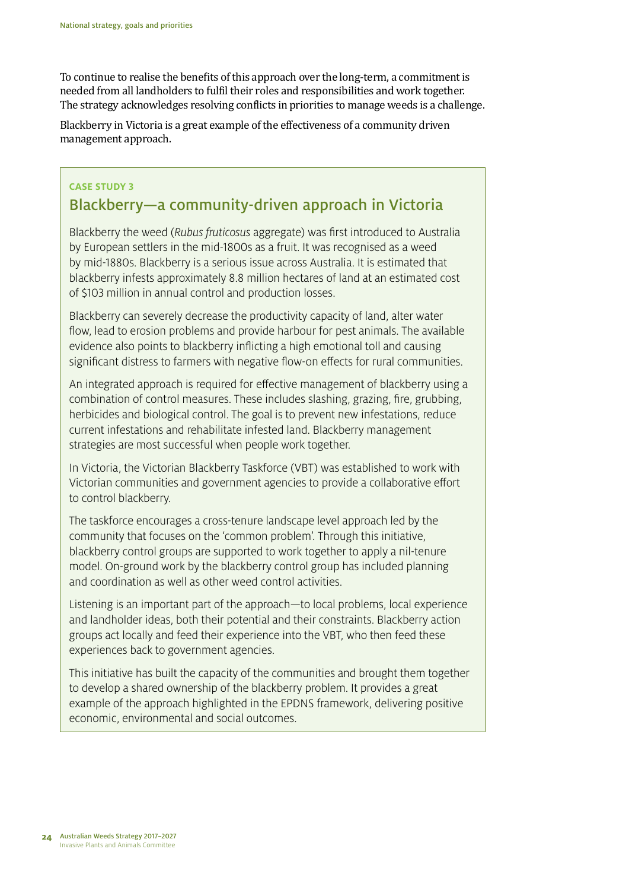To continue to realise the benefits of this approach over the long-term, a commitment is needed from all landholders to fulfil their roles and responsibilities and work together. The strategy acknowledges resolving conflicts in priorities to manage weeds is a challenge.

Blackberry in Victoria is a great example of the effectiveness of a community driven management approach.

**CASE STUDY 3**

## Blackberry—a community-driven approach in Victoria

Blackberry the weed (*Rubus fruticosus* aggregate) was first introduced to Australia by European settlers in the mid-1800s as a fruit. It was recognised as a weed by mid-1880s. Blackberry is a serious issue across Australia. It is estimated that blackberry infests approximately 8.8 million hectares of land at an estimated cost of $103 million in annual control and production losses.

Blackberry can severely decrease the productivity capacity of land, alter water flow, lead to erosion problems and provide harbour for pest animals. The available evidence also points to blackberry inflicting a high emotional toll and causing significant distress to farmers with negative flow-on effects for rural communities.

An integrated approach is required for effective management of blackberry using a combination of control measures. These includes slashing, grazing, fire, grubbing, herbicides and biological control. The goal is to prevent new infestations, reduce current infestations and rehabilitate infested land. Blackberry management strategies are most successful when people work together.

In Victoria, the Victorian Blackberry Taskforce (VBT) was established to work with Victorian communities and government agencies to provide a collaborative effort to control blackberry.

The taskforce encourages a cross-tenure landscape level approach led by the community that focuses on the 'common problem'. Through this initiative, blackberry control groups are supported to work together to apply a nil-tenure model. On-ground work by the blackberry control group has included planning and coordination as well as other weed control activities.

Listening is an important part of the approach—to local problems, local experience and landholder ideas, both their potential and their constraints. Blackberry action groups act locally and feed their experience into the VBT, who then feed these experiences back to government agencies.

This initiative has built the capacity of the communities and brought them together to develop a shared ownership of the blackberry problem. It provides a great example of the approach highlighted in the EPDNS framework, delivering positive economic, environmental and social outcomes.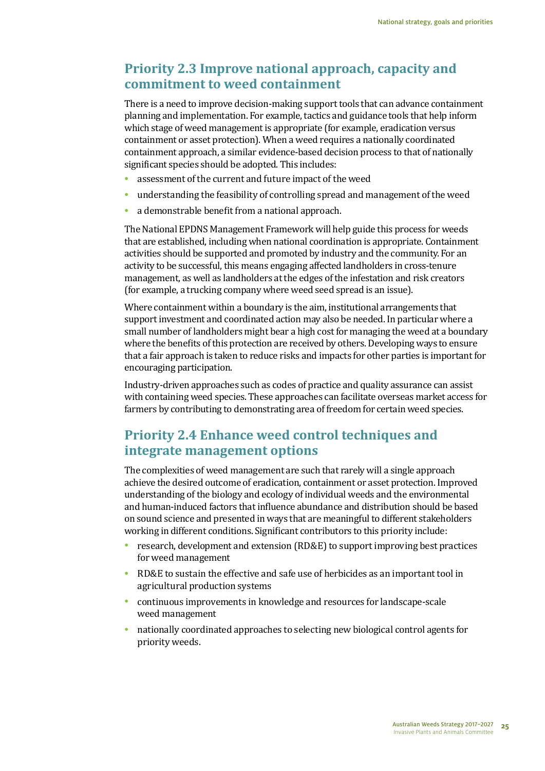## Priority 2.3 Improve national approach, capacity and commitment to weed containment

There is a need to improve decision-making support tools that can advance containment planning and implementation. For example, tactics and guidance tools that help inform which stage of weed management is appropriate (for example, eradication versus containment or asset protection). When a weed requires a nationally coordinated containment approach, a similar evidence-based decision process to that of nationally significant species should be adopted. This includes:

- assessment of the current and future impact of the weed
- understanding the feasibility of controlling spread and management of the weed
- a demonstrable benefit from a national approach.

The National EPDNS Management Framework will help guide this process for weeds that are established, including when national coordination is appropriate. Containment activities should be supported and promoted by industry and the community. For an activity to be successful, this means engaging affected landholders in cross-tenure management, as well as landholders at the edges of the infestation and risk creators (for example, a trucking company where weed seed spread is an issue).

Where containment within a boundary is the aim, institutional arrangements that support investment and coordinated action may also be needed. In particular where a small number of landholders might bear a high cost for managing the weed at a boundary where the benefits of this protection are received by others. Developing ways to ensure that a fair approach is taken to reduce risks and impacts for other parties is important for encouraging participation.

Industry-driven approaches such as codes of practice and quality assurance can assist with containing weed species. These approaches can facilitate overseas market access for farmers by contributing to demonstrating area of freedom for certain weed species.

## Priority 2.4 Enhance weed control techniques and integrate management options

The complexities of weed management are such that rarely will a single approach achieve the desired outcome of eradication, containment or asset protection. Improved understanding of the biology and ecology of individual weeds and the environmental and human-induced factors that influence abundance and distribution should be based on sound science and presented in ways that are meaningful to different stakeholders working in different conditions. Significant contributors to this priority include:

- research, development and extension (RD&E) to support improving best practices for weed management
- RD&E to sustain the effective and safe use of herbicides as an important tool in agricultural production systems
- continuous improvements in knowledge and resources for landscape-scale weed management
- nationally coordinated approaches to selecting new biological control agents for priority weeds.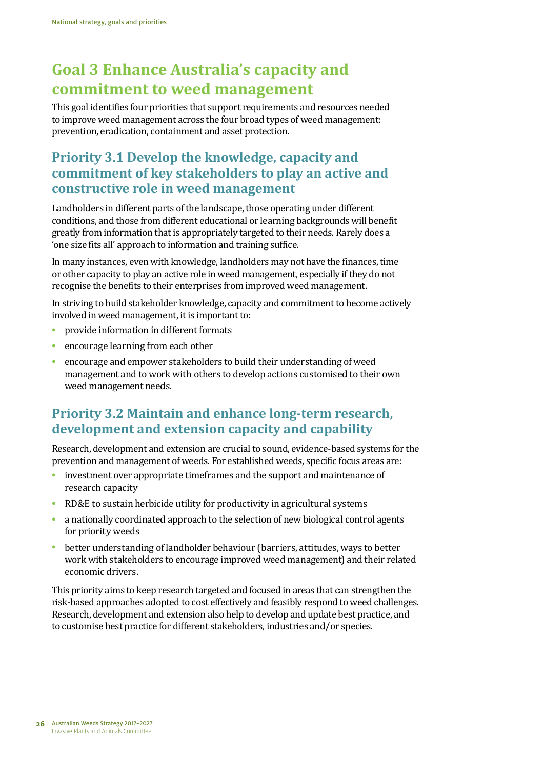# Goal 3 Enhance Australia's capacity and commitment to weed management

This goal identifies four priorities that support requirements and resources needed to improve weed management across the four broad types of weed management: prevention, eradication, containment and asset protection.

## Priority 3.1 Develop the knowledge, capacity and commitment of key stakeholders to play an active and constructive role in weed management

Landholders in different parts of the landscape, those operating under different conditions, and those from different educational or learning backgrounds will benefit greatly from information that is appropriately targeted to their needs. Rarely does a 'one size fits all' approach to information and training suffice.

In many instances, even with knowledge, landholders may not have the finances, time or other capacity to play an active role in weed management, especially if they do not recognise the benefits to their enterprises from improved weed management.

In striving to build stakeholder knowledge, capacity and commitment to become actively involved in weed management, it is important to:

- provide information in different formats
- encourage learning from each other
- encourage and empower stakeholders to build their understanding of weed management and to work with others to develop actions customised to their own weed management needs.

## Priority 3.2 Maintain and enhance long-term research, development and extension capacity and capability

Research, development and extension are crucial to sound, evidence-based systems for the prevention and management of weeds. For established weeds, specific focus areas are:

- investment over appropriate timeframes and the support and maintenance of research capacity
- RD&E to sustain herbicide utility for productivity in agricultural systems
- a nationally coordinated approach to the selection of new biological control agents for priority weeds
- better understanding of landholder behaviour (barriers, attitudes, ways to better work with stakeholders to encourage improved weed management) and their related economic drivers.

This priority aims to keep research targeted and focused in areas that can strengthen the risk-based approaches adopted to cost effectively and feasibly respond to weed challenges. Research, development and extension also help to develop and update best practice, and to customise best practice for different stakeholders, industries and/or species.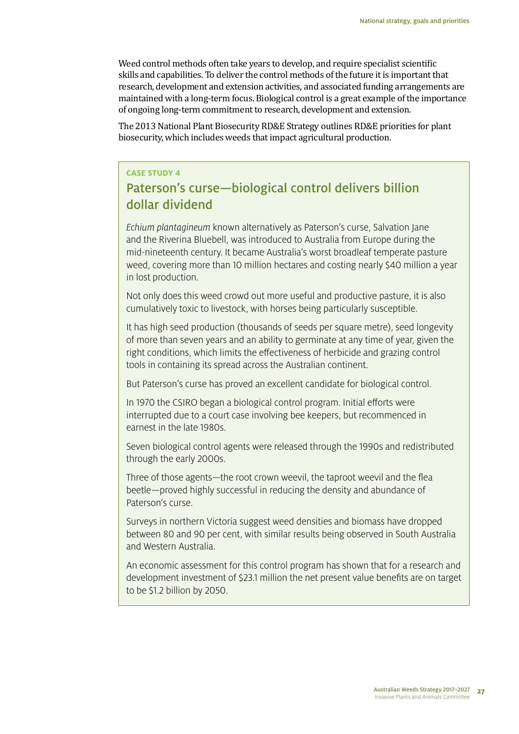Weed control methods often take years to develop, and require specialist scientific skills and capabilities. To deliver the control methods of the future it is important that research, development and extension activities, and associated funding arrangements are maintained with a long-term focus. Biological control is a great example of the importance of ongoing long-term commitment to research, development and extension.

The 2013 National Plant Biosecurity RD&E Strategy outlines RD&E priorities for plant biosecurity, which includes weeds that impact agricultural production.

**CASE STUDY 4**

## Paterson's curse—biological control delivers billion dollar dividend

*Echium plantagineum* known alternatively as Paterson's curse, Salvation Jane and the Riverina Bluebell, was introduced to Australia from Europe during the mid-nineteenth century. It became Australia's worst broadleaf temperate pasture weed, covering more than 10 million hectares and costing nearly $40 million a year in lost production.

Not only does this weed crowd out more useful and productive pasture, it is also cumulatively toxic to livestock, with horses being particularly susceptible.

It has high seed production (thousands of seeds per square metre), seed longevity of more than seven years and an ability to germinate at any time of year, given the right conditions, which limits the effectiveness of herbicide and grazing control tools in containing its spread across the Australian continent.

But Paterson's curse has proved an excellent candidate for biological control.

In 1970 the CSIRO began a biological control program. Initial efforts were interrupted due to a court case involving bee keepers, but recommenced in earnest in the late 1980s.

Seven biological control agents were released through the 1990s and redistributed through the early 2000s.

Three of those agents—the root crown weevil, the taproot weevil and the flea beetle—proved highly successful in reducing the density and abundance of Paterson's curse.

Surveys in northern Victoria suggest weed densities and biomass have dropped between 80 and 90 per cent, with similar results being observed in South Australia and Western Australia.

An economic assessment for this control program has shown that for a research and development investment of $23.1 million the net present value benefits are on target to be $1.2 billion by 2050.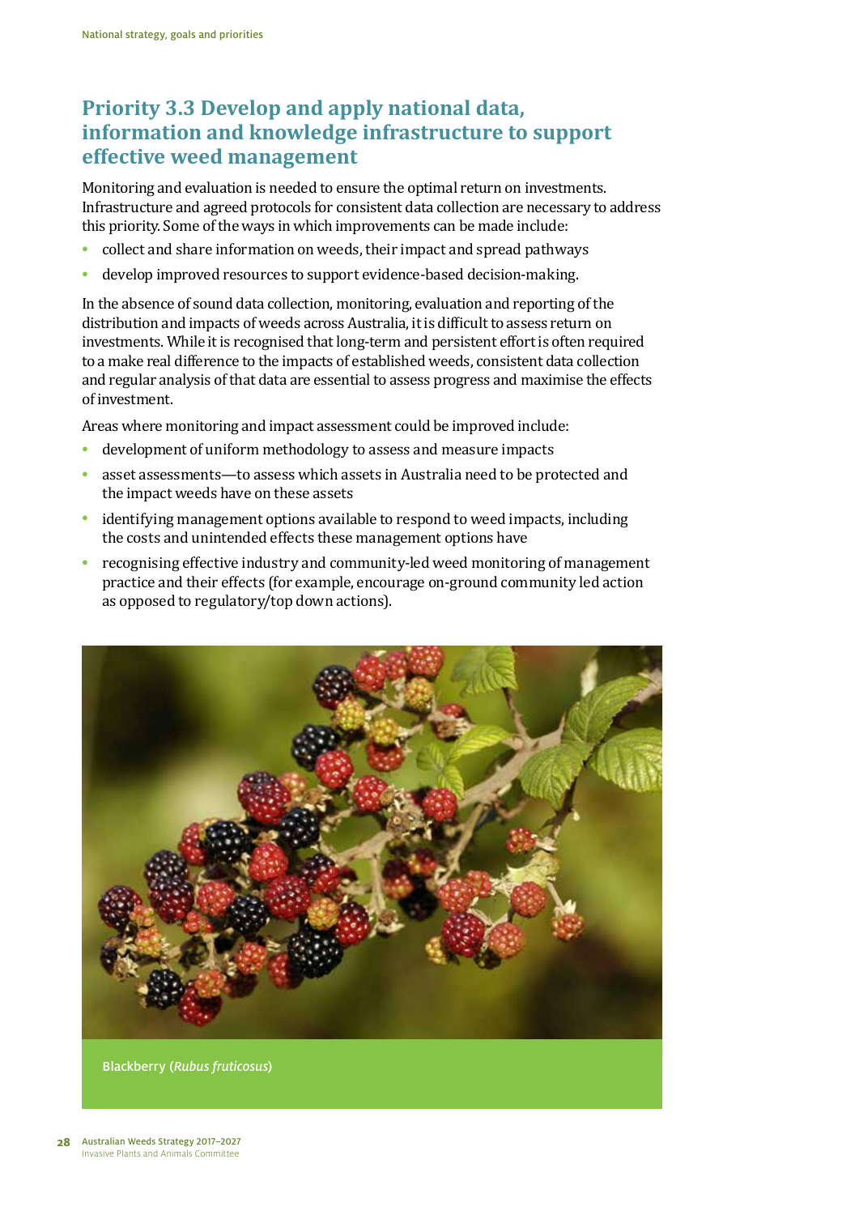## Priority 3.3 Develop and apply national data, information and knowledge infrastructure to support effective weed management

Monitoring and evaluation is needed to ensure the optimal return on investments. Infrastructure and agreed protocols for consistent data collection are necessary to address this priority. Some of the ways in which improvements can be made include:

- collect and share information on weeds, their impact and spread pathways
- develop improved resources to support evidence-based decision-making.

In the absence of sound data collection, monitoring, evaluation and reporting of the distribution and impacts of weeds across Australia, it is difficult to assess return on investments. While it is recognised that long-term and persistent effort is often required to a make real difference to the impacts of established weeds, consistent data collection and regular analysis of that data are essential to assess progress and maximise the effects of investment.

Areas where monitoring and impact assessment could be improved include:

- development of uniform methodology to assess and measure impacts
- asset assessments—to assess which assets in Australia need to be protected and the impact weeds have on these assets
- identifying management options available to respond to weed impacts, including the costs and unintended effects these management options have
- recognising effective industry and community-led weed monitoring of management practice and their effects (for example, encourage on-ground community led action as opposed to regulatory/top down actions).

Blackberry (*Rubus fruticosus*)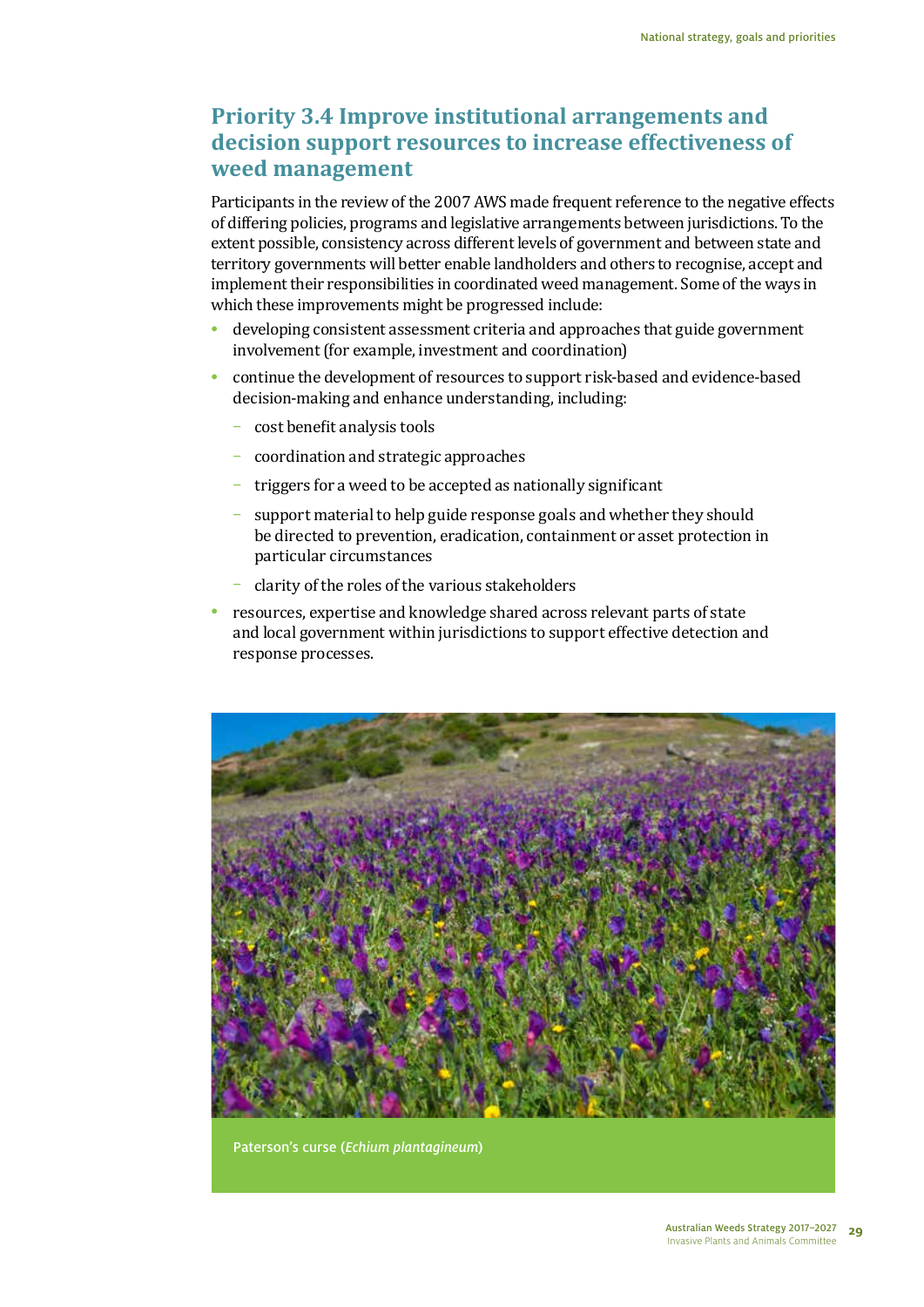## Priority 3.4 Improve institutional arrangements and decision support resources to increase effectiveness of weed management

Participants in the review of the 2007 AWS made frequent reference to the negative effects of differing policies, programs and legislative arrangements between jurisdictions. To the extent possible, consistency across different levels of government and between state and territory governments will better enable landholders and others to recognise, accept and implement their responsibilities in coordinated weed management. Some of the ways in which these improvements might be progressed include:

- developing consistent assessment criteria and approaches that guide government involvement (for example, investment and coordination)
- continue the development of resources to support risk-based and evidence-based decision-making and enhance understanding, including:
  - cost benefit analysis tools
  - coordination and strategic approaches
  - triggers for a weed to be accepted as nationally significant
  - support material to help guide response goals and whether they should be directed to prevention, eradication, containment or asset protection in particular circumstances
  - clarity of the roles of the various stakeholders
- resources, expertise and knowledge shared across relevant parts of state and local government within jurisdictions to support effective detection and response processes.

Paterson's curse (*Echium plantagineum*)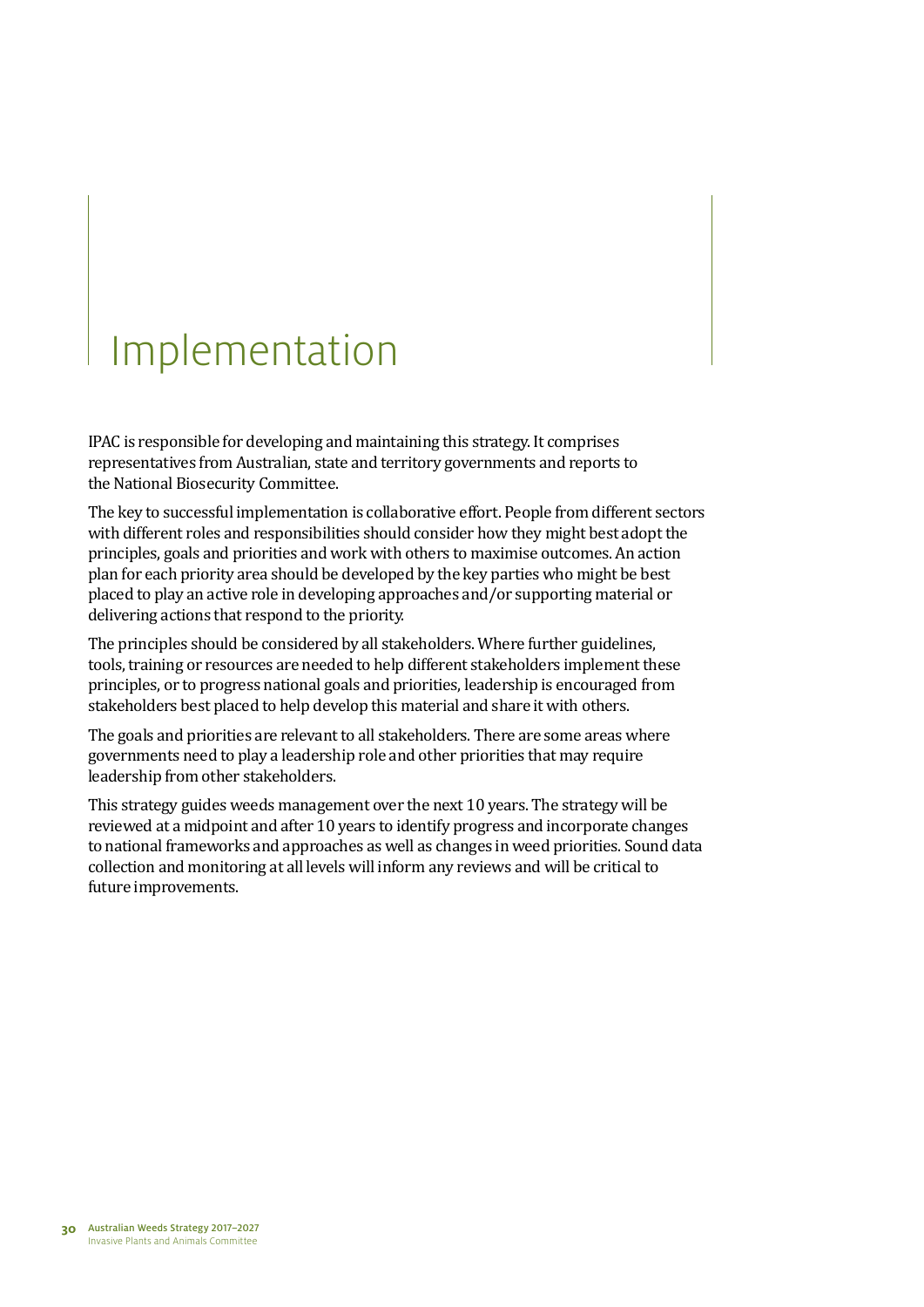# Implementation

IPAC is responsible for developing and maintaining this strategy. It comprises representatives from Australian, state and territory governments and reports to the National Biosecurity Committee.

The key to successful implementation is collaborative effort. People from different sectors with different roles and responsibilities should consider how they might best adopt the principles, goals and priorities and work with others to maximise outcomes. An action plan for each priority area should be developed by the key parties who might be best placed to play an active role in developing approaches and/or supporting material or delivering actions that respond to the priority.

The principles should be considered by all stakeholders. Where further guidelines, tools, training or resources are needed to help different stakeholders implement these principles, or to progress national goals and priorities, leadership is encouraged from stakeholders best placed to help develop this material and share it with others.

The goals and priorities are relevant to all stakeholders. There are some areas where governments need to play a leadership role and other priorities that may require leadership from other stakeholders.

This strategy guides weeds management over the next 10 years. The strategy will be reviewed at a midpoint and after 10 years to identify progress and incorporate changes to national frameworks and approaches as well as changes in weed priorities. Sound data collection and monitoring at all levels will inform any reviews and will be critical to future improvements.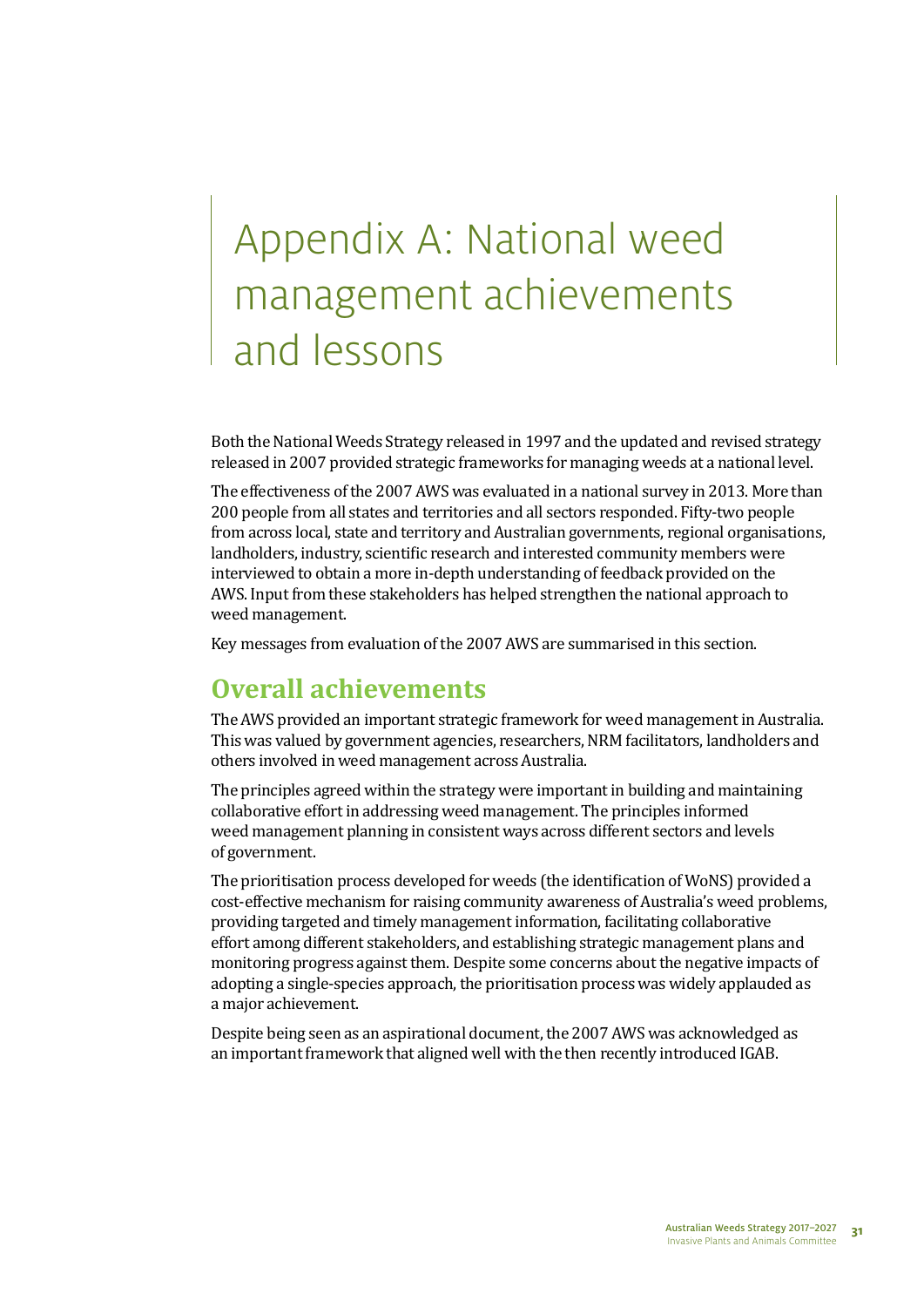# Appendix A: National weed management achievements and lessons

Both the National Weeds Strategy released in 1997 and the updated and revised strategy released in 2007 provided strategic frameworks for managing weeds at a national level.

The effectiveness of the 2007 AWS was evaluated in a national survey in 2013. More than 200 people from all states and territories and all sectors responded. Fifty-two people from across local, state and territory and Australian governments, regional organisations, landholders, industry, scientific research and interested community members were interviewed to obtain a more in-depth understanding of feedback provided on the AWS. Input from these stakeholders has helped strengthen the national approach to weed management.

Key messages from evaluation of the 2007 AWS are summarised in this section.

## Overall achievements

The AWS provided an important strategic framework for weed management in Australia. This was valued by government agencies, researchers, NRM facilitators, landholders and others involved in weed management across Australia.

The principles agreed within the strategy were important in building and maintaining collaborative effort in addressing weed management. The principles informed weed management planning in consistent ways across different sectors and levels of government.

The prioritisation process developed for weeds (the identification of WoNS) provided a cost-effective mechanism for raising community awareness of Australia's weed problems, providing targeted and timely management information, facilitating collaborative effort among different stakeholders, and establishing strategic management plans and monitoring progress against them. Despite some concerns about the negative impacts of adopting a single-species approach, the prioritisation process was widely applauded as a major achievement.

Despite being seen as an aspirational document, the 2007 AWS was acknowledged as an important framework that aligned well with the then recently introduced IGAB.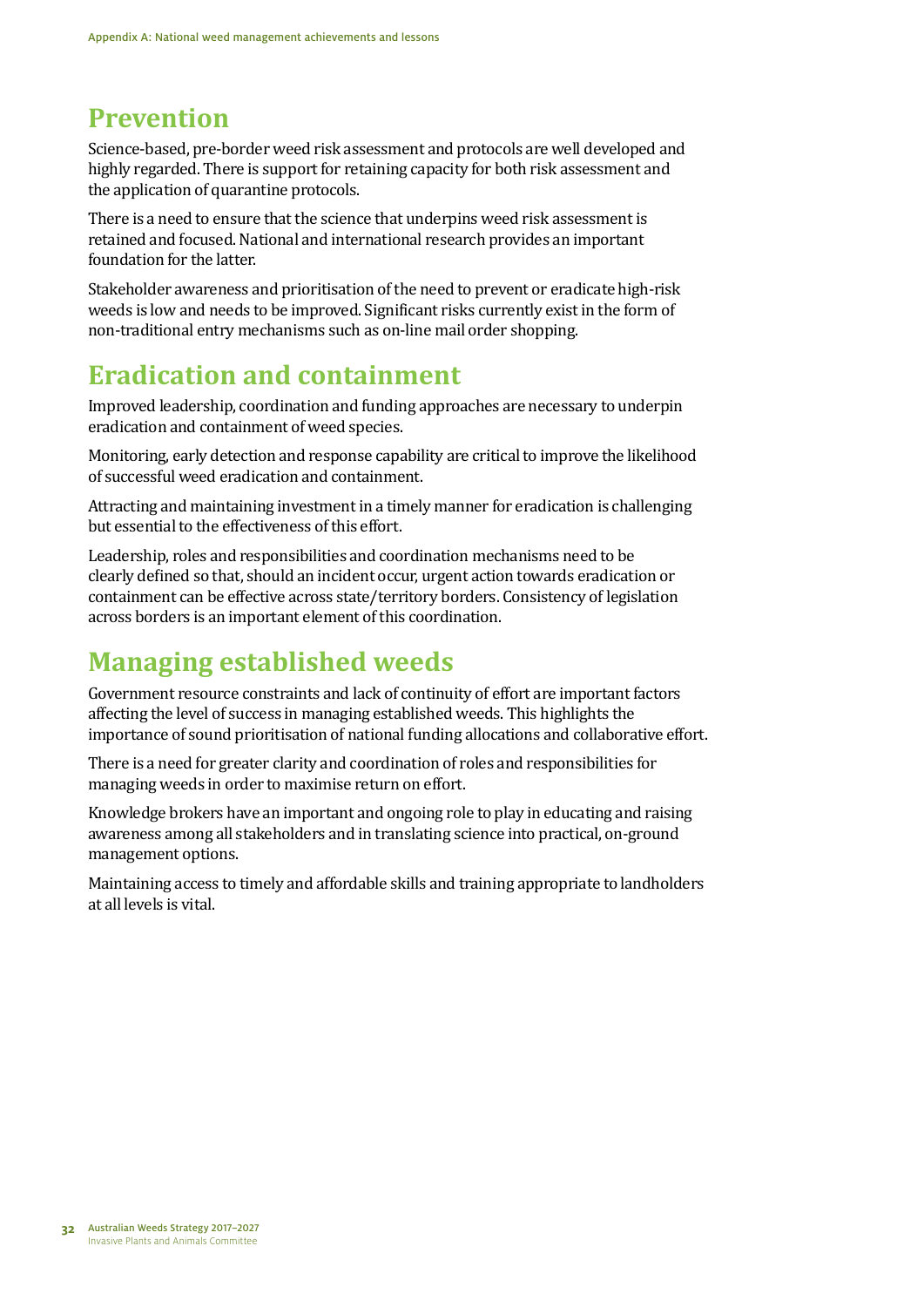## Prevention

Science-based, pre-border weed risk assessment and protocols are well developed and highly regarded. There is support for retaining capacity for both risk assessment and the application of quarantine protocols.

There is a need to ensure that the science that underpins weed risk assessment is retained and focused. National and international research provides an important foundation for the latter.

Stakeholder awareness and prioritisation of the need to prevent or eradicate high-risk weeds is low and needs to be improved. Significant risks currently exist in the form of non-traditional entry mechanisms such as on-line mail order shopping.

## Eradication and containment

Improved leadership, coordination and funding approaches are necessary to underpin eradication and containment of weed species.

Monitoring, early detection and response capability are critical to improve the likelihood of successful weed eradication and containment.

Attracting and maintaining investment in a timely manner for eradication is challenging but essential to the effectiveness of this effort.

Leadership, roles and responsibilities and coordination mechanisms need to be clearly defined so that, should an incident occur, urgent action towards eradication or containment can be effective across state/territory borders. Consistency of legislation across borders is an important element of this coordination.

## Managing established weeds

Government resource constraints and lack of continuity of effort are important factors affecting the level of success in managing established weeds. This highlights the importance of sound prioritisation of national funding allocations and collaborative effort.

There is a need for greater clarity and coordination of roles and responsibilities for managing weeds in order to maximise return on effort.

Knowledge brokers have an important and ongoing role to play in educating and raising awareness among all stakeholders and in translating science into practical, on-ground management options.

Maintaining access to timely and affordable skills and training appropriate to landholders at all levels is vital.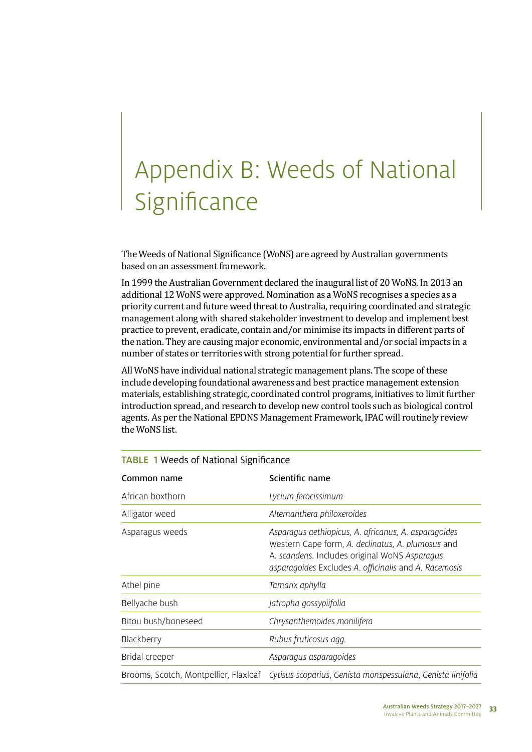# Appendix B: Weeds of National Significance

The Weeds of National Significance (WoNS) are agreed by Australian governments based on an assessment framework.

In 1999 the Australian Government declared the inaugural list of 20 WoNS. In 2013 an additional 12 WoNS were approved. Nomination as a WoNS recognises a species as a priority current and future weed threat to Australia, requiring coordinated and strategic management along with shared stakeholder investment to develop and implement best practice to prevent, eradicate, contain and/or minimise its impacts in different parts of the nation. They are causing major economic, environmental and/or social impacts in a number of states or territories with strong potential for further spread.

All WoNS have individual national strategic management plans. The scope of these include developing foundational awareness and best practice management extension materials, establishing strategic, coordinated control programs, initiatives to limit further introduction spread, and research to develop new control tools such as biological control agents. As per the National EPDNS Management Framework, IPAC will routinely review the WoNS list.

**TABLE 1** Weeds of National Significance

| Common name | Scientific name |
| --- | --- |
| African boxthorn | *Lycium ferocissimum* |
| Alligator weed | *Alternanthera philoxeroides* |
| Asparagus weeds | *Asparagus aethiopicus, A. africanus, A. asparagoides* Western Cape form, *A. declinatus, A. plumosus* and A. *scandens.* Includes original WoNS *Asparagus asparagoides* Excludes *A. officinalis* and *A. Racemosis* |
| Athel pine | *Tamarix aphylla* |
| Bellyache bush | *Jatropha gossypiifolia* |
| Bitou bush/boneseed | *Chrysanthemoides monilifera* |
| Blackberry | *Rubus fruticosus agg.* |
| Bridal creeper | *Asparagus asparagoides* |
| Brooms, Scotch, Montpellier, Flaxleaf | *Cytisus scoparius*, *Genista monspessulana*, *Genista linifolia* |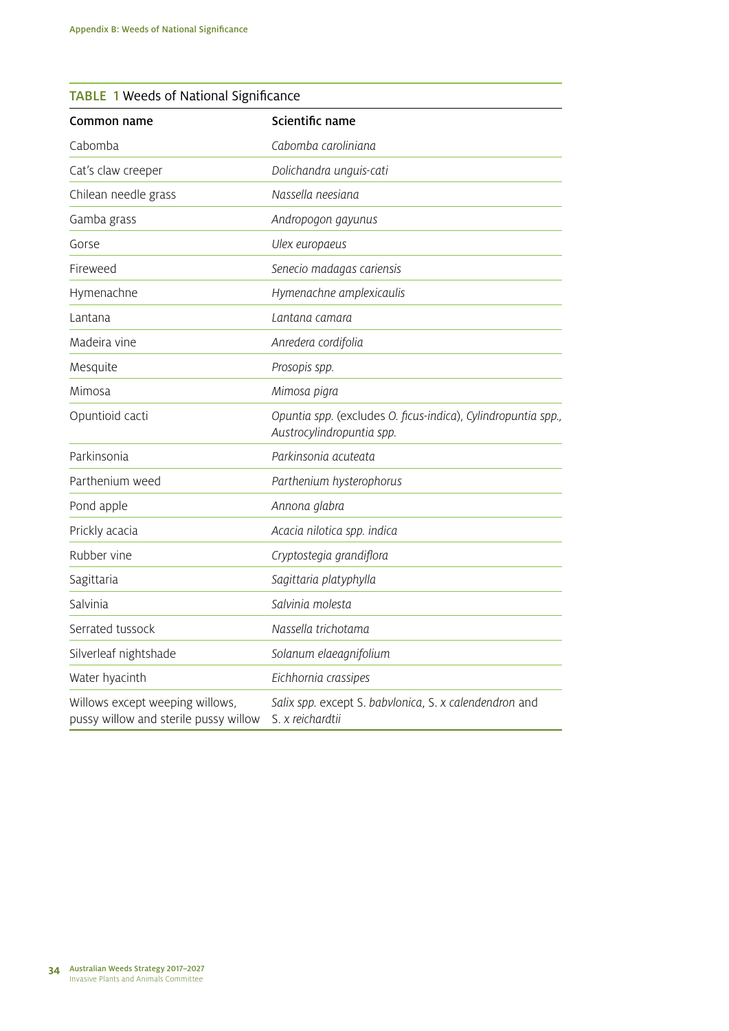Appendix B: Weeds of National Significance

**TABLE 1** Weeds of National Significance

| Common name | Scientific name |
|---|---|
| Cabomba | *Cabomba caroliniana* |
| Cat's claw creeper | *Dolichandra unguis-cati* |
| Chilean needle grass | *Nassella neesiana* |
| Gamba grass | *Andropogon gayunus* |
| Gorse | *Ulex europaeus* |
| Fireweed | *Senecio madagas cariensis* |
| Hymenachne | *Hymenachne amplexicaulis* |
| Lantana | *Lantana camara* |
| Madeira vine | *Anredera cordifolia* |
| Mesquite | *Prosopis spp.* |
| Mimosa | *Mimosa pigra* |
| Opuntioid cacti | *Opuntia spp.* (excludes *O. ficus-indica*), *Cylindropuntia spp.*, *Austrocylindropuntia spp.* |
| Parkinsonia | *Parkinsonia acuteata* |
| Parthenium weed | *Parthenium hysterophorus* |
| Pond apple | *Annona glabra* |
| Prickly acacia | *Acacia nilotica spp. indica* |
| Rubber vine | *Cryptostegia grandiflora* |
| Sagittaria | *Sagittaria platyphylla* |
| Salvinia | *Salvinia molesta* |
| Serrated tussock | *Nassella trichotama* |
| Silverleaf nightshade | *Solanum elaeagnifolium* |
| Water hyacinth | *Eichhornia crassipes* |
| Willows except weeping willows, pussy willow and sterile pussy willow | *Salix spp.* except S. *babylonica*, S. *x calendendron* and S. *x reichardtii* |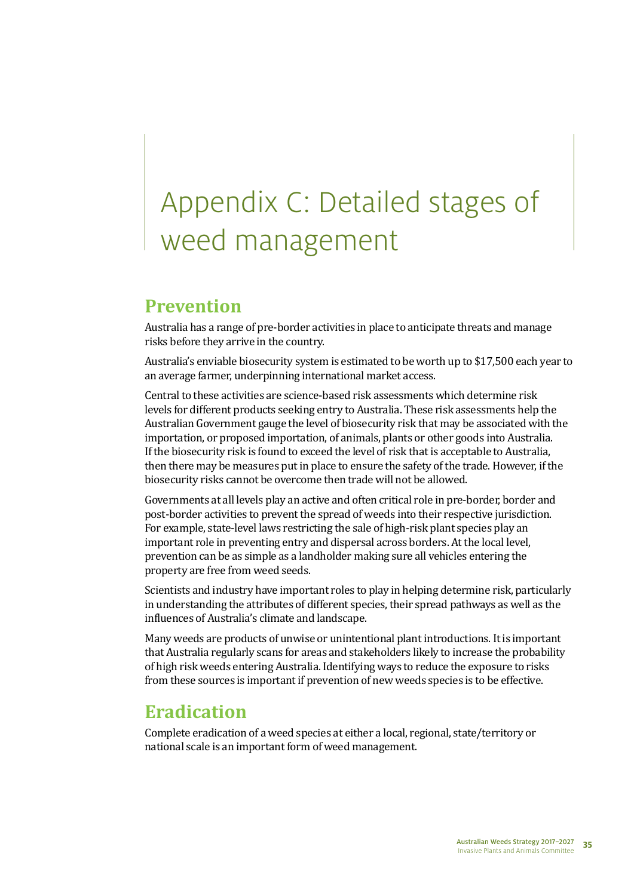# Appendix C: Detailed stages of weed management

## Prevention

Australia has a range of pre-border activities in place to anticipate threats and manage risks before they arrive in the country.

Australia's enviable biosecurity system is estimated to be worth up to $17,500 each year to an average farmer, underpinning international market access.

Central to these activities are science-based risk assessments which determine risk levels for different products seeking entry to Australia. These risk assessments help the Australian Government gauge the level of biosecurity risk that may be associated with the importation, or proposed importation, of animals, plants or other goods into Australia. If the biosecurity risk is found to exceed the level of risk that is acceptable to Australia, then there may be measures put in place to ensure the safety of the trade. However, if the biosecurity risks cannot be overcome then trade will not be allowed.

Governments at all levels play an active and often critical role in pre-border, border and post-border activities to prevent the spread of weeds into their respective jurisdiction. For example, state-level laws restricting the sale of high-risk plant species play an important role in preventing entry and dispersal across borders. At the local level, prevention can be as simple as a landholder making sure all vehicles entering the property are free from weed seeds.

Scientists and industry have important roles to play in helping determine risk, particularly in understanding the attributes of different species, their spread pathways as well as the influences of Australia's climate and landscape.

Many weeds are products of unwise or unintentional plant introductions. It is important that Australia regularly scans for areas and stakeholders likely to increase the probability of high risk weeds entering Australia. Identifying ways to reduce the exposure to risks from these sources is important if prevention of new weeds species is to be effective.

## Eradication

Complete eradication of a weed species at either a local, regional, state/territory or national scale is an important form of weed management.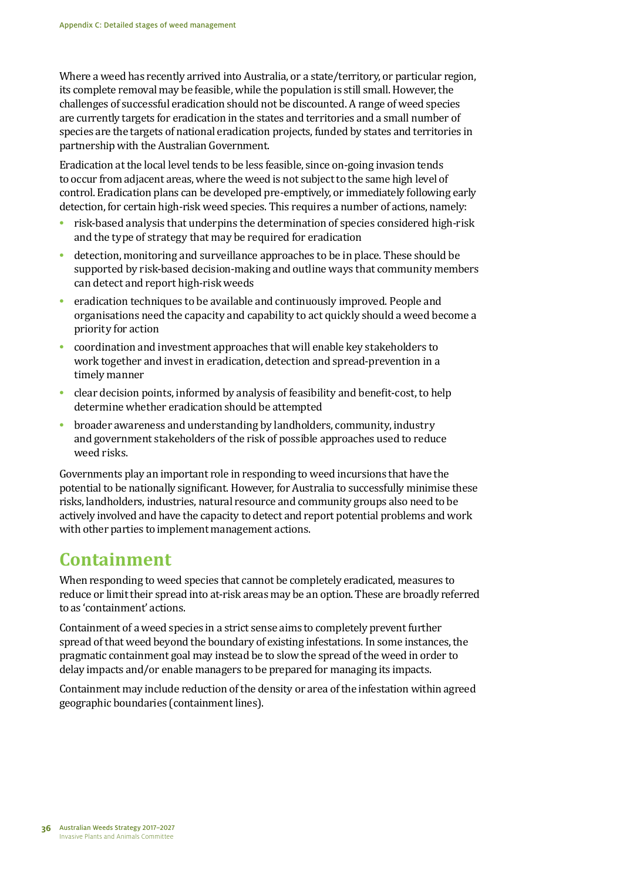Where a weed has recently arrived into Australia, or a state/territory, or particular region, its complete removal may be feasible, while the population is still small. However, the challenges of successful eradication should not be discounted. A range of weed species are currently targets for eradication in the states and territories and a small number of species are the targets of national eradication projects, funded by states and territories in partnership with the Australian Government.

Eradication at the local level tends to be less feasible, since on-going invasion tends to occur from adjacent areas, where the weed is not subject to the same high level of control. Eradication plans can be developed pre-emptively, or immediately following early detection, for certain high-risk weed species. This requires a number of actions, namely:

- risk-based analysis that underpins the determination of species considered high-risk and the type of strategy that may be required for eradication
- detection, monitoring and surveillance approaches to be in place. These should be supported by risk-based decision-making and outline ways that community members can detect and report high-risk weeds
- eradication techniques to be available and continuously improved. People and organisations need the capacity and capability to act quickly should a weed become a priority for action
- coordination and investment approaches that will enable key stakeholders to work together and invest in eradication, detection and spread-prevention in a timely manner
- clear decision points, informed by analysis of feasibility and benefit-cost, to help determine whether eradication should be attempted
- broader awareness and understanding by landholders, community, industry and government stakeholders of the risk of possible approaches used to reduce weed risks.

Governments play an important role in responding to weed incursions that have the potential to be nationally significant. However, for Australia to successfully minimise these risks, landholders, industries, natural resource and community groups also need to be actively involved and have the capacity to detect and report potential problems and work with other parties to implement management actions.

## Containment

When responding to weed species that cannot be completely eradicated, measures to reduce or limit their spread into at-risk areas may be an option. These are broadly referred to as 'containment' actions.

Containment of a weed species in a strict sense aims to completely prevent further spread of that weed beyond the boundary of existing infestations. In some instances, the pragmatic containment goal may instead be to slow the spread of the weed in order to delay impacts and/or enable managers to be prepared for managing its impacts.

Containment may include reduction of the density or area of the infestation within agreed geographic boundaries (containment lines).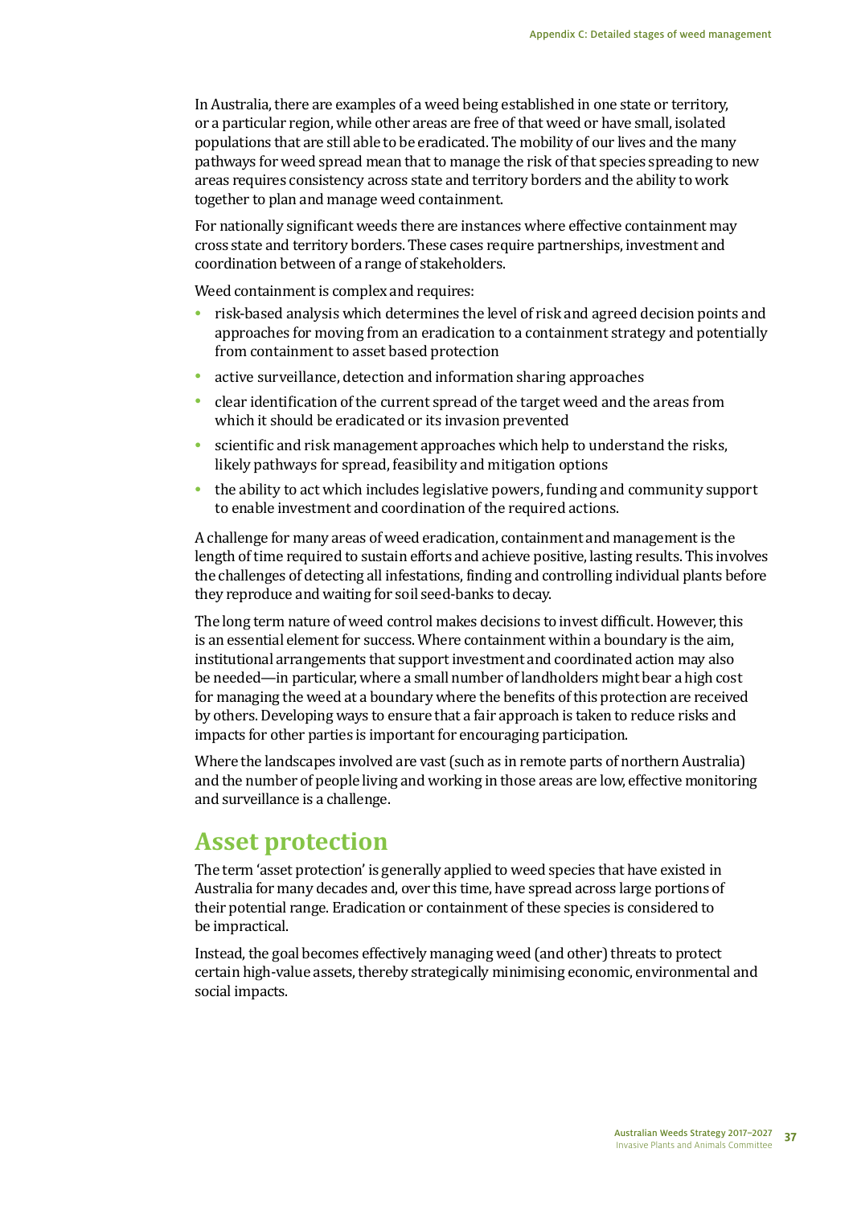In Australia, there are examples of a weed being established in one state or territory, or a particular region, while other areas are free of that weed or have small, isolated populations that are still able to be eradicated. The mobility of our lives and the many pathways for weed spread mean that to manage the risk of that species spreading to new areas requires consistency across state and territory borders and the ability to work together to plan and manage weed containment.

For nationally significant weeds there are instances where effective containment may cross state and territory borders. These cases require partnerships, investment and coordination between of a range of stakeholders.

Weed containment is complex and requires:

- risk-based analysis which determines the level of risk and agreed decision points and approaches for moving from an eradication to a containment strategy and potentially from containment to asset based protection
- active surveillance, detection and information sharing approaches
- clear identification of the current spread of the target weed and the areas from which it should be eradicated or its invasion prevented
- scientific and risk management approaches which help to understand the risks, likely pathways for spread, feasibility and mitigation options
- the ability to act which includes legislative powers, funding and community support to enable investment and coordination of the required actions.

A challenge for many areas of weed eradication, containment and management is the length of time required to sustain efforts and achieve positive, lasting results. This involves the challenges of detecting all infestations, finding and controlling individual plants before they reproduce and waiting for soil seed-banks to decay.

The long term nature of weed control makes decisions to invest difficult. However, this is an essential element for success. Where containment within a boundary is the aim, institutional arrangements that support investment and coordinated action may also be needed—in particular, where a small number of landholders might bear a high cost for managing the weed at a boundary where the benefits of this protection are received by others. Developing ways to ensure that a fair approach is taken to reduce risks and impacts for other parties is important for encouraging participation.

Where the landscapes involved are vast (such as in remote parts of northern Australia) and the number of people living and working in those areas are low, effective monitoring and surveillance is a challenge.

## Asset protection

The term 'asset protection' is generally applied to weed species that have existed in Australia for many decades and, over this time, have spread across large portions of their potential range. Eradication or containment of these species is considered to be impractical.

Instead, the goal becomes effectively managing weed (and other) threats to protect certain high-value assets, thereby strategically minimising economic, environmental and social impacts.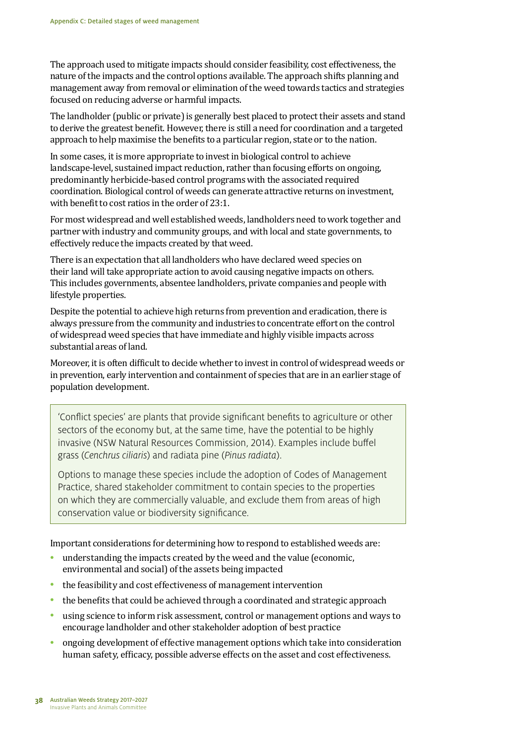The approach used to mitigate impacts should consider feasibility, cost effectiveness, the nature of the impacts and the control options available. The approach shifts planning and management away from removal or elimination of the weed towards tactics and strategies focused on reducing adverse or harmful impacts.

The landholder (public or private) is generally best placed to protect their assets and stand to derive the greatest benefit. However, there is still a need for coordination and a targeted approach to help maximise the benefits to a particular region, state or to the nation.

In some cases, it is more appropriate to invest in biological control to achieve landscape-level, sustained impact reduction, rather than focusing efforts on ongoing, predominantly herbicide-based control programs with the associated required coordination. Biological control of weeds can generate attractive returns on investment, with benefit to cost ratios in the order of 23:1.

For most widespread and well established weeds, landholders need to work together and partner with industry and community groups, and with local and state governments, to effectively reduce the impacts created by that weed.

There is an expectation that all landholders who have declared weed species on their land will take appropriate action to avoid causing negative impacts on others. This includes governments, absentee landholders, private companies and people with lifestyle properties.

Despite the potential to achieve high returns from prevention and eradication, there is always pressure from the community and industries to concentrate effort on the control of widespread weed species that have immediate and highly visible impacts across substantial areas of land.

Moreover, it is often difficult to decide whether to invest in control of widespread weeds or in prevention, early intervention and containment of species that are in an earlier stage of population development.

> 'Conflict species' are plants that provide significant benefits to agriculture or other sectors of the economy but, at the same time, have the potential to be highly invasive (NSW Natural Resources Commission, 2014). Examples include buffel grass (*Cenchrus ciliaris*) and radiata pine (*Pinus radiata*).
>
> Options to manage these species include the adoption of Codes of Management Practice, shared stakeholder commitment to contain species to the properties on which they are commercially valuable, and exclude them from areas of high conservation value or biodiversity significance.

Important considerations for determining how to respond to established weeds are:

- understanding the impacts created by the weed and the value (economic, environmental and social) of the assets being impacted
- the feasibility and cost effectiveness of management intervention
- the benefits that could be achieved through a coordinated and strategic approach
- using science to inform risk assessment, control or management options and ways to encourage landholder and other stakeholder adoption of best practice
- ongoing development of effective management options which take into consideration human safety, efficacy, possible adverse effects on the asset and cost effectiveness.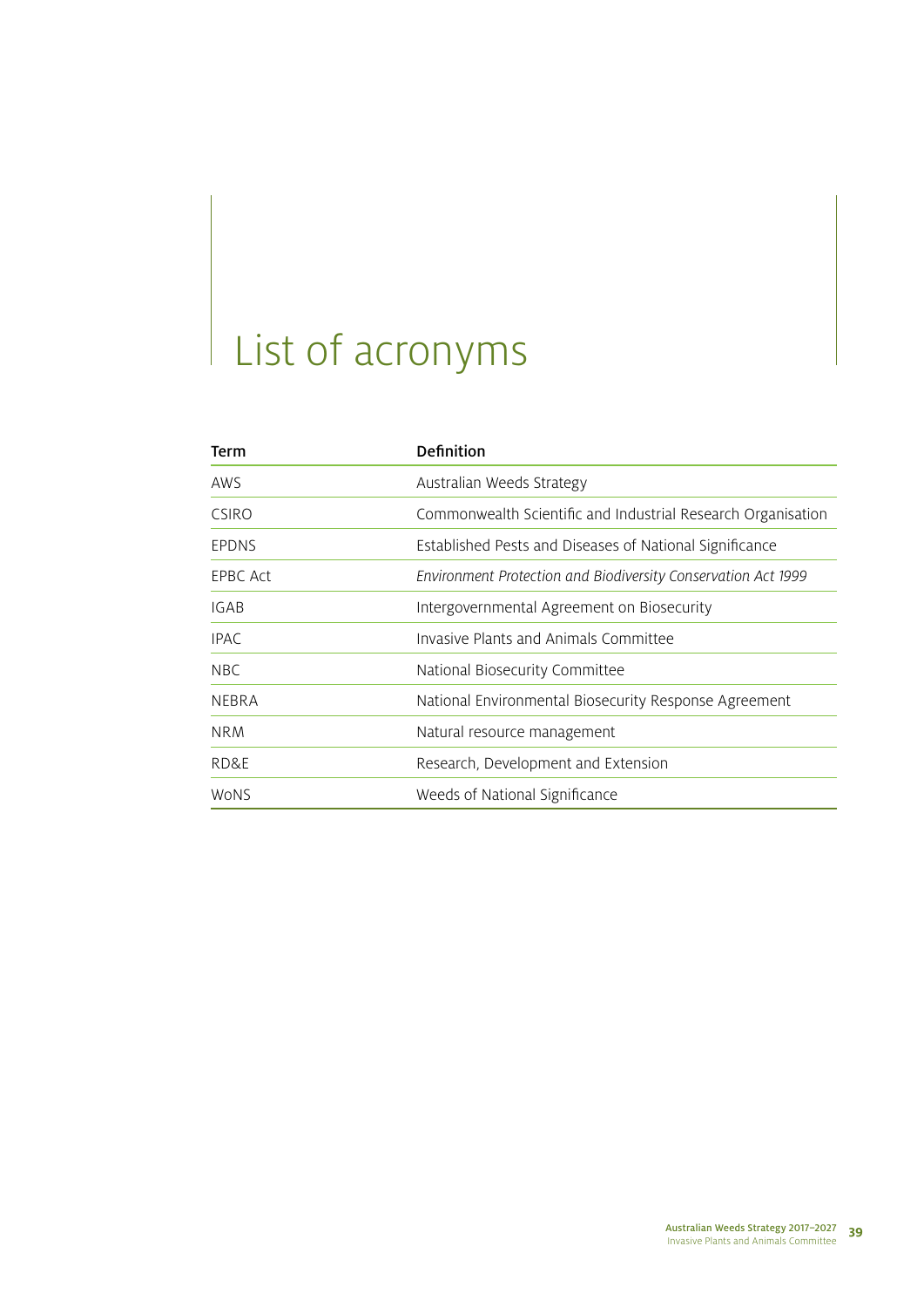# List of acronyms

| Term | Definition |
|---|---|
| AWS | Australian Weeds Strategy |
| CSIRO | Commonwealth Scientific and Industrial Research Organisation |
| EPDNS | Established Pests and Diseases of National Significance |
| EPBC Act | *Environment Protection and Biodiversity Conservation Act 1999* |
| IGAB | Intergovernmental Agreement on Biosecurity |
| IPAC | Invasive Plants and Animals Committee |
| NBC | National Biosecurity Committee |
| NEBRA | National Environmental Biosecurity Response Agreement |
| NRM | Natural resource management |
| RD&E | Research, Development and Extension |
| WoNS | Weeds of National Significance |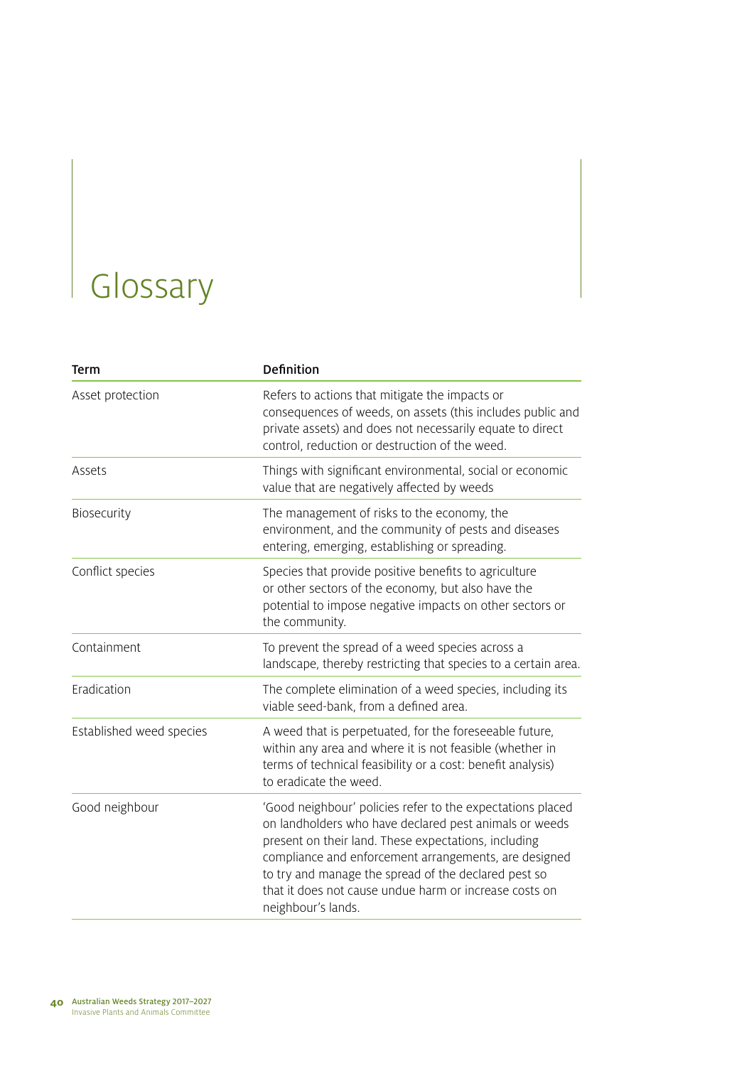# Glossary

| Term | Definition |
| --- | --- |
| Asset protection | Refers to actions that mitigate the impacts or consequences of weeds, on assets (this includes public and private assets) and does not necessarily equate to direct control, reduction or destruction of the weed. |
| Assets | Things with significant environmental, social or economic value that are negatively affected by weeds |
| Biosecurity | The management of risks to the economy, the environment, and the community of pests and diseases entering, emerging, establishing or spreading. |
| Conflict species | Species that provide positive benefits to agriculture or other sectors of the economy, but also have the potential to impose negative impacts on other sectors or the community. |
| Containment | To prevent the spread of a weed species across a landscape, thereby restricting that species to a certain area. |
| Eradication | The complete elimination of a weed species, including its viable seed-bank, from a defined area. |
| Established weed species | A weed that is perpetuated, for the foreseeable future, within any area and where it is not feasible (whether in terms of technical feasibility or a cost: benefit analysis) to eradicate the weed. |
| Good neighbour | 'Good neighbour' policies refer to the expectations placed on landholders who have declared pest animals or weeds present on their land. These expectations, including compliance and enforcement arrangements, are designed to try and manage the spread of the declared pest so that it does not cause undue harm or increase costs on neighbour's lands. |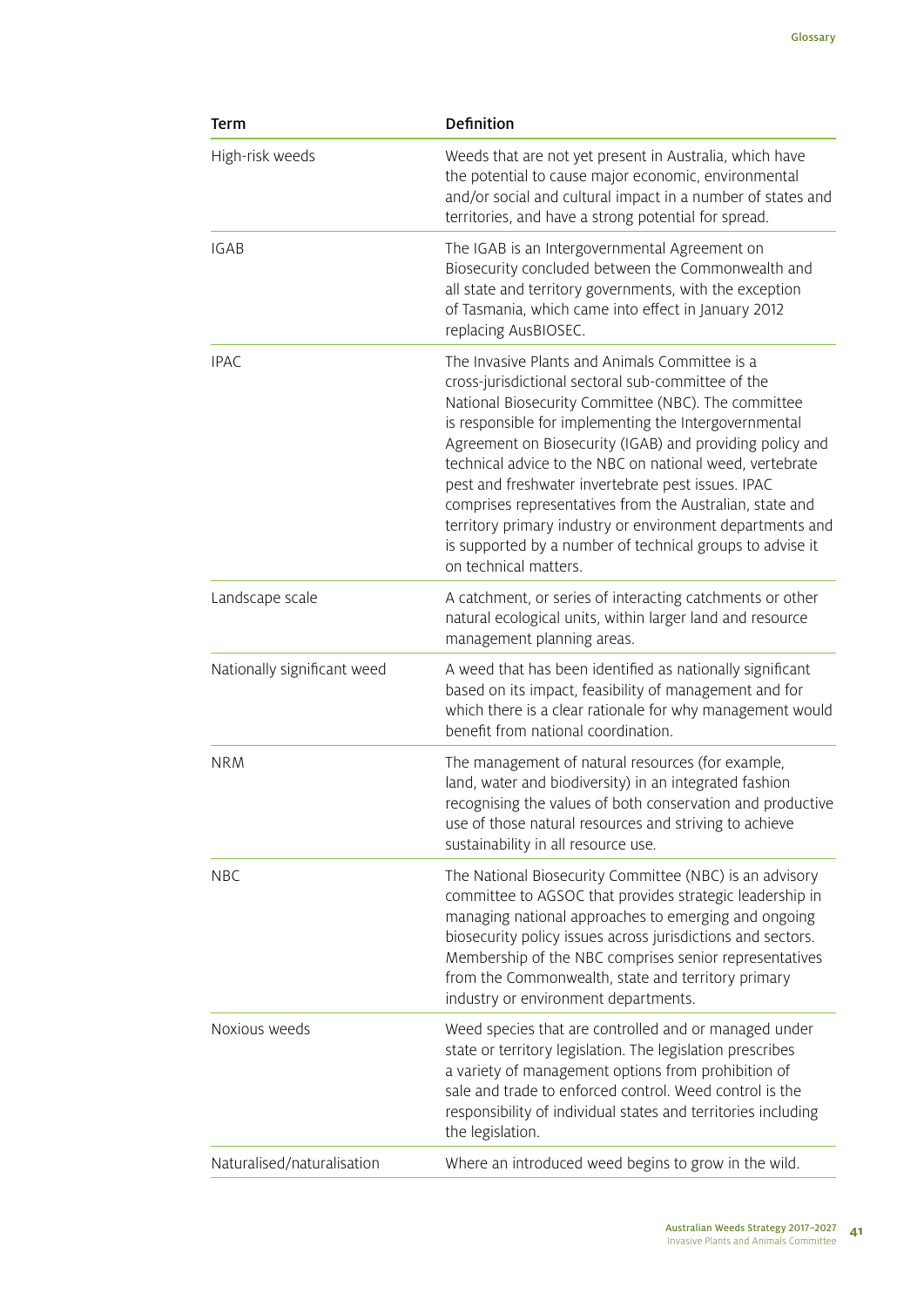| Term | Definition |
|---|---|
| High-risk weeds | Weeds that are not yet present in Australia, which have the potential to cause major economic, environmental and/or social and cultural impact in a number of states and territories, and have a strong potential for spread. |
| IGAB | The IGAB is an Intergovernmental Agreement on Biosecurity concluded between the Commonwealth and all state and territory governments, with the exception of Tasmania, which came into effect in January 2012 replacing AusBIOSEC. |
| IPAC | The Invasive Plants and Animals Committee is a cross-jurisdictional sectoral sub-committee of the National Biosecurity Committee (NBC). The committee is responsible for implementing the Intergovernmental Agreement on Biosecurity (IGAB) and providing policy and technical advice to the NBC on national weed, vertebrate pest and freshwater invertebrate pest issues. IPAC comprises representatives from the Australian, state and territory primary industry or environment departments and is supported by a number of technical groups to advise it on technical matters. |
| Landscape scale | A catchment, or series of interacting catchments or other natural ecological units, within larger land and resource management planning areas. |
| Nationally significant weed | A weed that has been identified as nationally significant based on its impact, feasibility of management and for which there is a clear rationale for why management would benefit from national coordination. |
| NRM | The management of natural resources (for example, land, water and biodiversity) in an integrated fashion recognising the values of both conservation and productive use of those natural resources and striving to achieve sustainability in all resource use. |
| NBC | The National Biosecurity Committee (NBC) is an advisory committee to AGSOC that provides strategic leadership in managing national approaches to emerging and ongoing biosecurity policy issues across jurisdictions and sectors. Membership of the NBC comprises senior representatives from the Commonwealth, state and territory primary industry or environment departments. |
| Noxious weeds | Weed species that are controlled and or managed under state or territory legislation. The legislation prescribes a variety of management options from prohibition of sale and trade to enforced control. Weed control is the responsibility of individual states and territories including the legislation. |
| Naturalised/naturalisation | Where an introduced weed begins to grow in the wild. |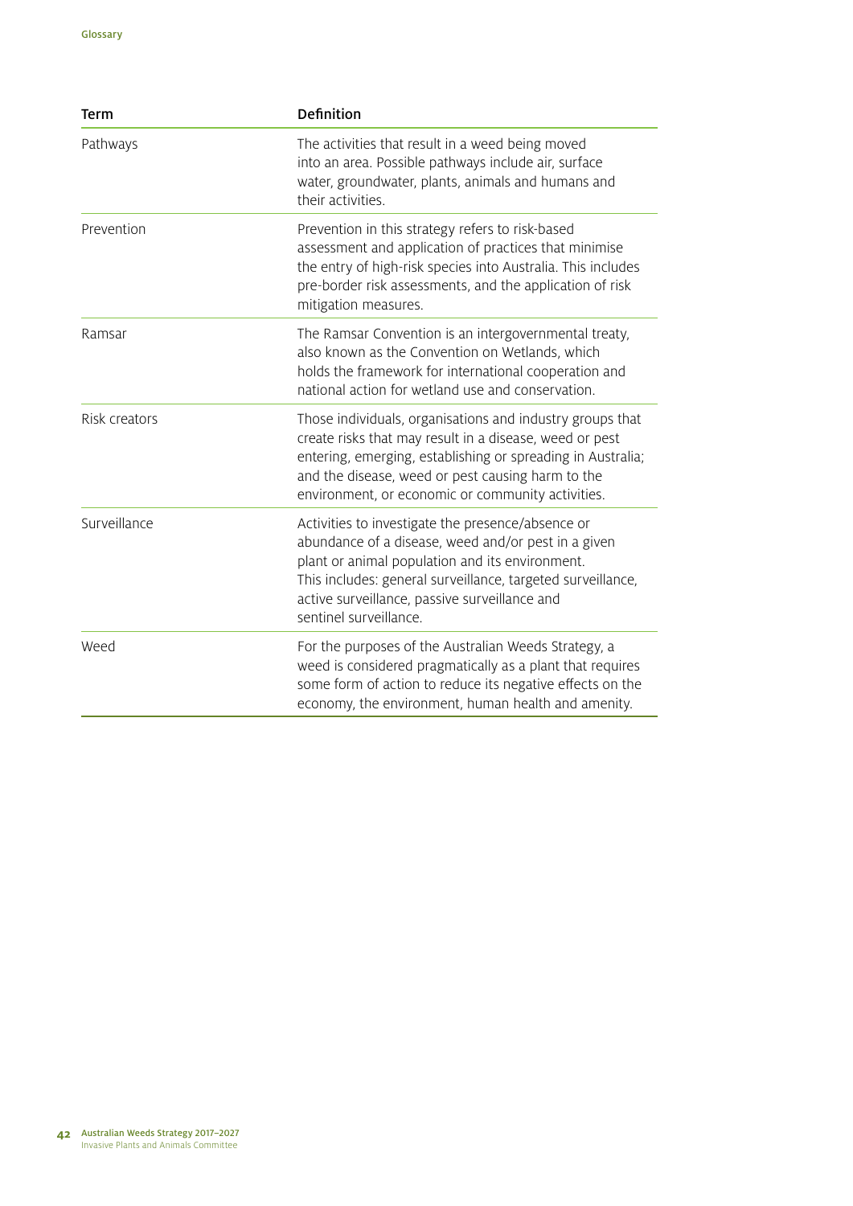| Term | Definition |
| --- | --- |
| Pathways | The activities that result in a weed being moved into an area. Possible pathways include air, surface water, groundwater, plants, animals and humans and their activities. |
| Prevention | Prevention in this strategy refers to risk-based assessment and application of practices that minimise the entry of high-risk species into Australia. This includes pre-border risk assessments, and the application of risk mitigation measures. |
| Ramsar | The Ramsar Convention is an intergovernmental treaty, also known as the Convention on Wetlands, which holds the framework for international cooperation and national action for wetland use and conservation. |
| Risk creators | Those individuals, organisations and industry groups that create risks that may result in a disease, weed or pest entering, emerging, establishing or spreading in Australia; and the disease, weed or pest causing harm to the environment, or economic or community activities. |
| Surveillance | Activities to investigate the presence/absence or abundance of a disease, weed and/or pest in a given plant or animal population and its environment. This includes: general surveillance, targeted surveillance, active surveillance, passive surveillance and sentinel surveillance. |
| Weed | For the purposes of the Australian Weeds Strategy, a weed is considered pragmatically as a plant that requires some form of action to reduce its negative effects on the economy, the environment, human health and amenity. |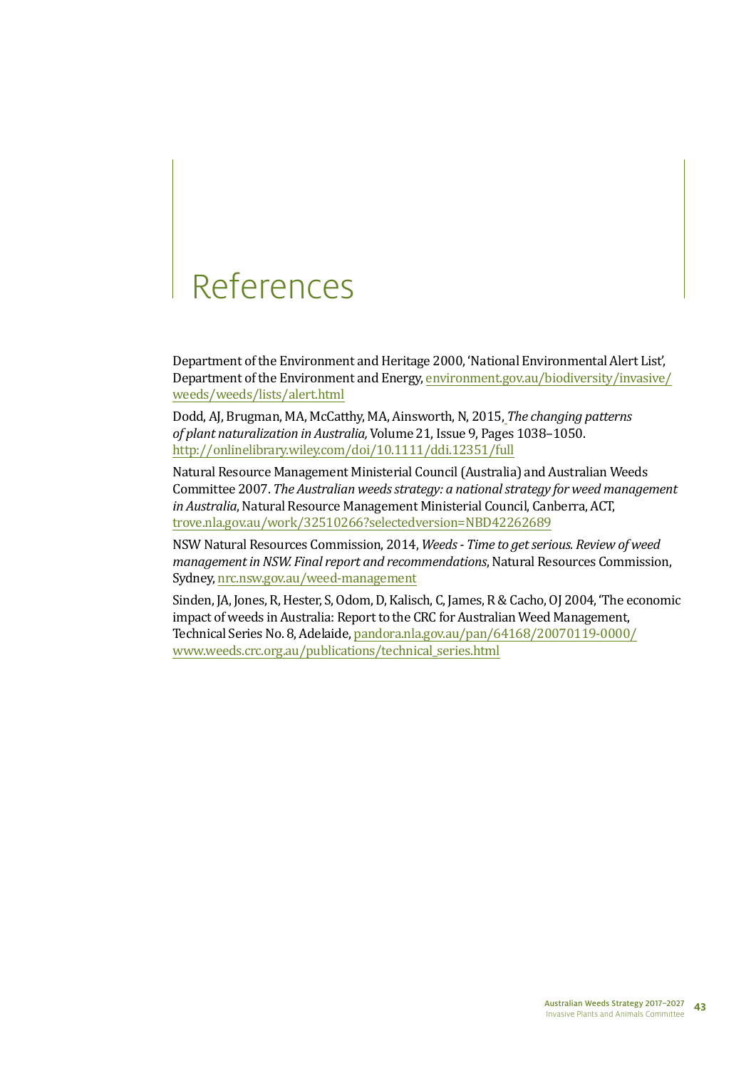# References

Department of the Environment and Heritage 2000, 'National Environmental Alert List', Department of the Environment and Energy, environment.gov.au/biodiversity/invasive/weeds/weeds/lists/alert.html

Dodd, AJ, Brugman, MA, McCatthy, MA, Ainsworth, N, 2015, *The changing patterns of plant naturalization in Australia,* Volume 21, Issue 9, Pages 1038–1050. http://onlinelibrary.wiley.com/doi/10.1111/ddi.12351/full

Natural Resource Management Ministerial Council (Australia) and Australian Weeds Committee 2007. *The Australian weeds strategy: a national strategy for weed management in Australia*, Natural Resource Management Ministerial Council, Canberra, ACT, trove.nla.gov.au/work/32510266?selectedversion=NBD42262689

NSW Natural Resources Commission, 2014, *Weeds - Time to get serious. Review of weed management in NSW. Final report and recommendations*, Natural Resources Commission, Sydney, nrc.nsw.gov.au/weed-management

Sinden, JA, Jones, R, Hester, S, Odom, D, Kalisch, C, James, R & Cacho, OJ 2004, 'The economic impact of weeds in Australia: Report to the CRC for Australian Weed Management, Technical Series No. 8, Adelaide, pandora.nla.gov.au/pan/64168/20070119-0000/www.weeds.crc.org.au/publications/technical_series.html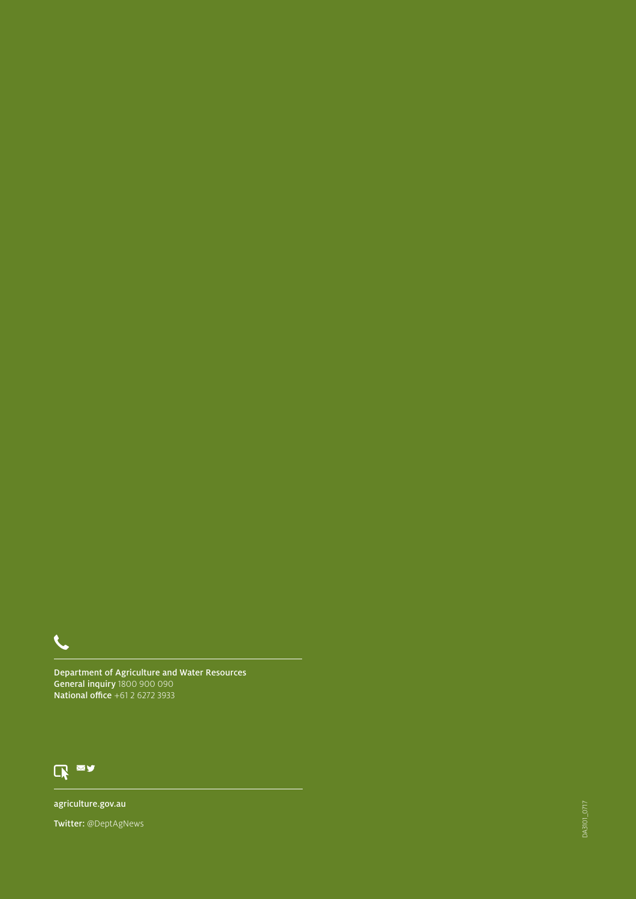**Department of Agriculture and Water Resources**
**General inquiry** 1800 900 090
**National office** +61 2 6272 3933

**agriculture.gov.au**

**Twitter:** @DeptAgNews

DA3101_0717